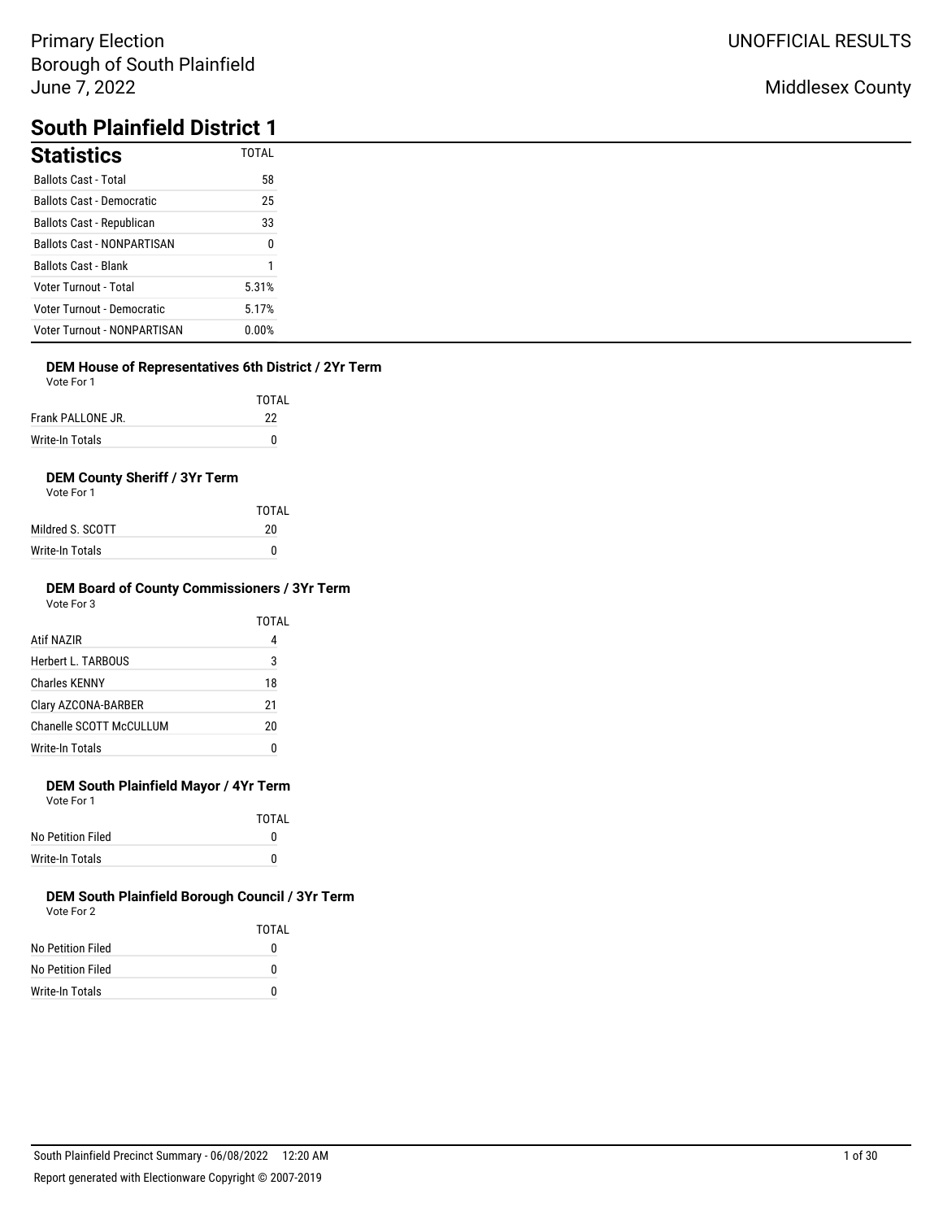Primary Election
Borough of South Plainfield
June 7, 2022

UNOFFICIAL RESULTS

Middlesex County

# South Plainfield District 1

## Statistics

| | TOTAL |
|---|---|
| Ballots Cast - Total | 58 |
| Ballots Cast - Democratic | 25 |
| Ballots Cast - Republican | 33 |
| Ballots Cast - NONPARTISAN | 0 |
| Ballots Cast - Blank | 1 |
| Voter Turnout - Total | 5.31% |
| Voter Turnout - Democratic | 5.17% |
| Voter Turnout - NONPARTISAN | 0.00% |

### DEM House of Representatives 6th District / 2Yr Term

Vote For 1

| | TOTAL |
|---|---|
| Frank PALLONE JR. | 22 |
| Write-In Totals | 0 |

### DEM County Sheriff / 3Yr Term

Vote For 1

| | TOTAL |
|---|---|
| Mildred S. SCOTT | 20 |
| Write-In Totals | 0 |

### DEM Board of County Commissioners / 3Yr Term

Vote For 3

| | TOTAL |
|---|---|
| Atif NAZIR | 4 |
| Herbert L. TARBOUS | 3 |
| Charles KENNY | 18 |
| Clary AZCONA-BARBER | 21 |
| Chanelle SCOTT McCULLUM | 20 |
| Write-In Totals | 0 |

### DEM South Plainfield Mayor / 4Yr Term

Vote For 1

| | TOTAL |
|---|---|
| No Petition Filed | 0 |
| Write-In Totals | 0 |

### DEM South Plainfield Borough Council / 3Yr Term

Vote For 2

| | TOTAL |
|---|---|
| No Petition Filed | 0 |
| No Petition Filed | 0 |
| Write-In Totals | 0 |

South Plainfield Precinct Summary - 06/08/2022 12:20 AM

Report generated with Electionware Copyright © 2007-2019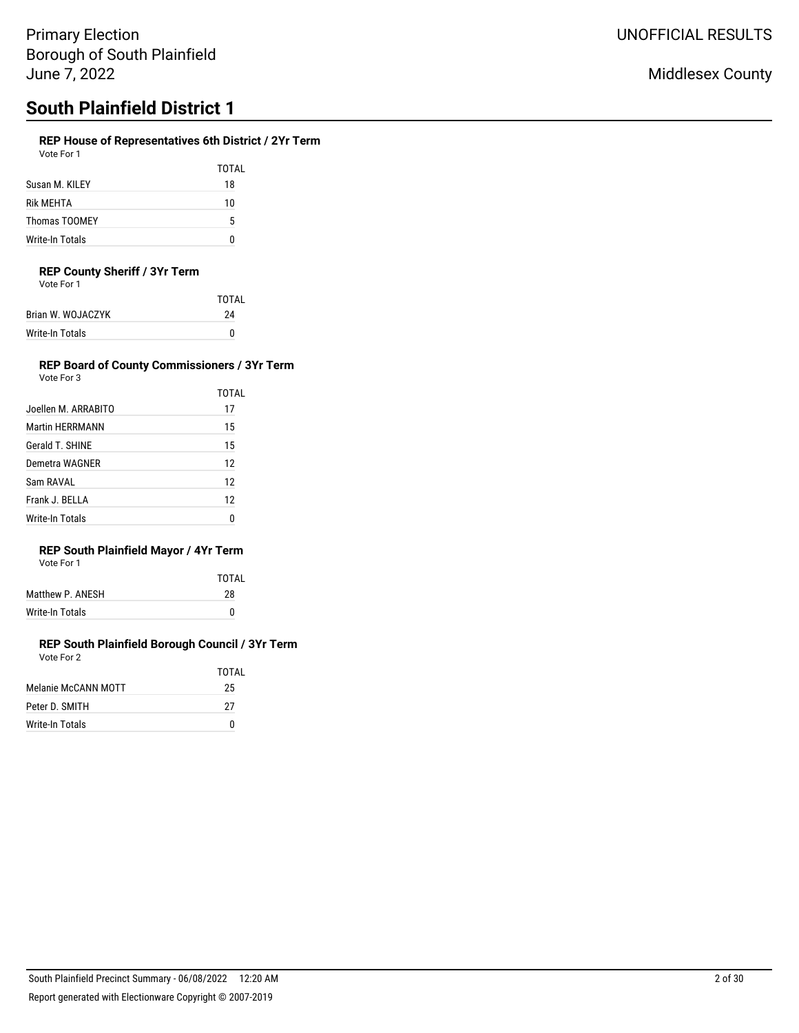Primary Election
Borough of South Plainfield
June 7, 2022

UNOFFICIAL RESULTS

Middlesex County

# South Plainfield District 1

### REP House of Representatives 6th District / 2Yr Term

Vote For 1

| | TOTAL |
|---|---|
| Susan M. KILEY | 18 |
| Rik MEHTA | 10 |
| Thomas TOOMEY | 5 |
| Write-In Totals | 0 |

### REP County Sheriff / 3Yr Term

Vote For 1

| | TOTAL |
|---|---|
| Brian W. WOJACZYK | 24 |
| Write-In Totals | 0 |

### REP Board of County Commissioners / 3Yr Term

Vote For 3

| | TOTAL |
|---|---|
| Joellen M. ARRABITO | 17 |
| Martin HERRMANN | 15 |
| Gerald T. SHINE | 15 |
| Demetra WAGNER | 12 |
| Sam RAVAL | 12 |
| Frank J. BELLA | 12 |
| Write-In Totals | 0 |

### REP South Plainfield Mayor / 4Yr Term

Vote For 1

| | TOTAL |
|---|---|
| Matthew P. ANESH | 28 |
| Write-In Totals | 0 |

### REP South Plainfield Borough Council / 3Yr Term

Vote For 2

| | TOTAL |
|---|---|
| Melanie McCANN MOTT | 25 |
| Peter D. SMITH | 27 |
| Write-In Totals | 0 |

South Plainfield Precinct Summary - 06/08/2022 12:20 AM

Report generated with Electionware Copyright © 2007-2019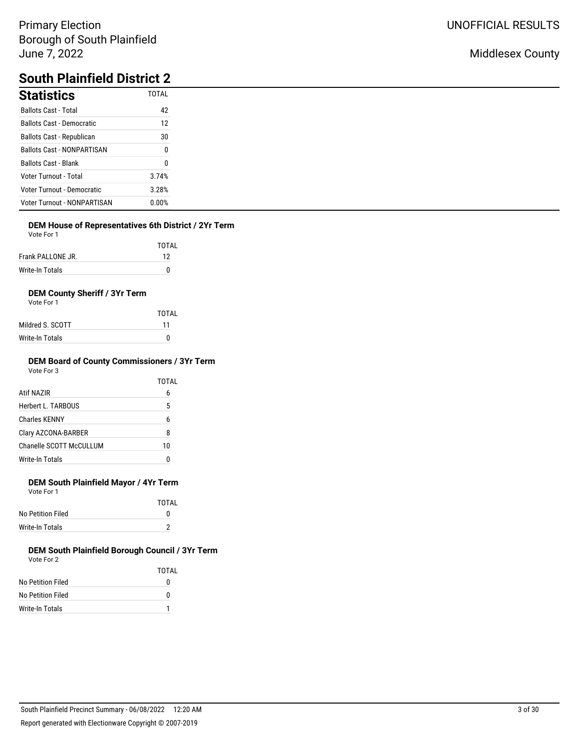Primary Election
Borough of South Plainfield
June 7, 2022

UNOFFICIAL RESULTS

Middlesex County

# South Plainfield District 2

## Statistics

| | TOTAL |
|---|---|
| Ballots Cast - Total | 42 |
| Ballots Cast - Democratic | 12 |
| Ballots Cast - Republican | 30 |
| Ballots Cast - NONPARTISAN | 0 |
| Ballots Cast - Blank | 0 |
| Voter Turnout - Total | 3.74% |
| Voter Turnout - Democratic | 3.28% |
| Voter Turnout - NONPARTISAN | 0.00% |

### DEM House of Representatives 6th District / 2Yr Term

Vote For 1

| | TOTAL |
|---|---|
| Frank PALLONE JR. | 12 |
| Write-In Totals | 0 |

### DEM County Sheriff / 3Yr Term

Vote For 1

| | TOTAL |
|---|---|
| Mildred S. SCOTT | 11 |
| Write-In Totals | 0 |

### DEM Board of County Commissioners / 3Yr Term

Vote For 3

| | TOTAL |
|---|---|
| Atif NAZIR | 6 |
| Herbert L. TARBOUS | 5 |
| Charles KENNY | 6 |
| Clary AZCONA-BARBER | 8 |
| Chanelle SCOTT McCULLUM | 10 |
| Write-In Totals | 0 |

### DEM South Plainfield Mayor / 4Yr Term

Vote For 1

| | TOTAL |
|---|---|
| No Petition Filed | 0 |
| Write-In Totals | 2 |

### DEM South Plainfield Borough Council / 3Yr Term

Vote For 2

| | TOTAL |
|---|---|
| No Petition Filed | 0 |
| No Petition Filed | 0 |
| Write-In Totals | 1 |

South Plainfield Precinct Summary - 06/08/2022 12:20 AM

Report generated with Electionware Copyright © 2007-2019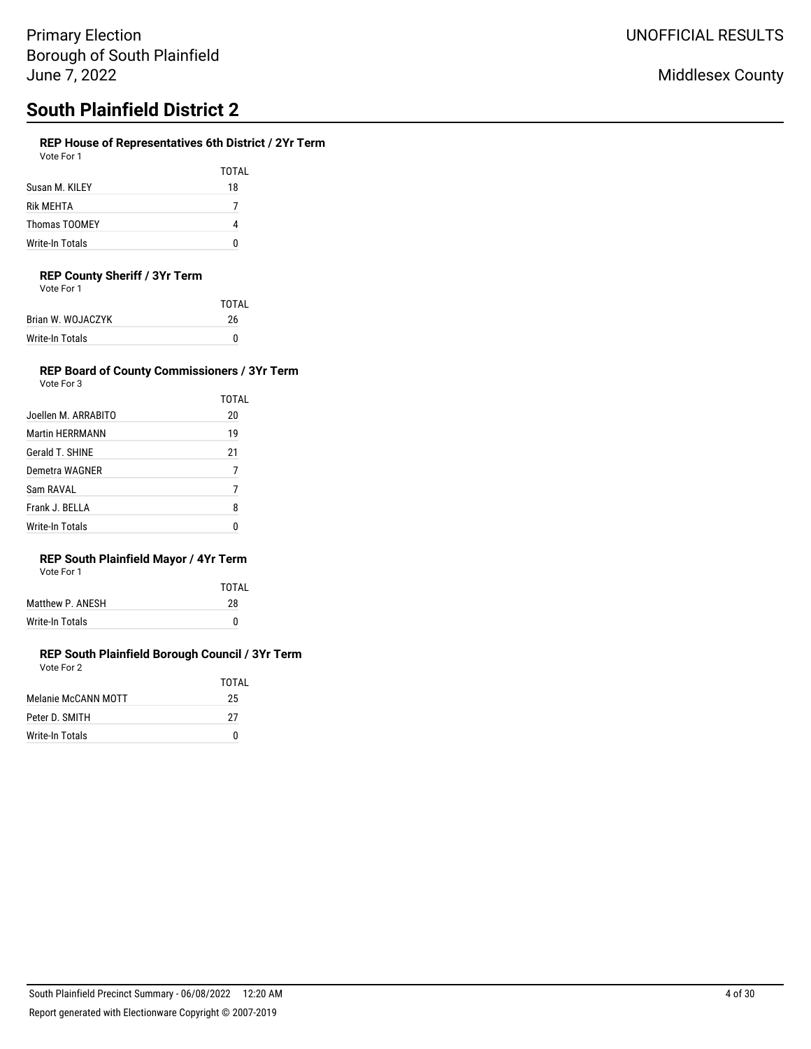Primary Election
Borough of South Plainfield
June 7, 2022

UNOFFICIAL RESULTS

Middlesex County

# South Plainfield District 2

### REP House of Representatives 6th District / 2Yr Term

Vote For 1

| | TOTAL |
|---|---|
| Susan M. KILEY | 18 |
| Rik MEHTA | 7 |
| Thomas TOOMEY | 4 |
| Write-In Totals | 0 |

### REP County Sheriff / 3Yr Term

Vote For 1

| | TOTAL |
|---|---|
| Brian W. WOJACZYK | 26 |
| Write-In Totals | 0 |

### REP Board of County Commissioners / 3Yr Term

Vote For 3

| | TOTAL |
|---|---|
| Joellen M. ARRABITO | 20 |
| Martin HERRMANN | 19 |
| Gerald T. SHINE | 21 |
| Demetra WAGNER | 7 |
| Sam RAVAL | 7 |
| Frank J. BELLA | 8 |
| Write-In Totals | 0 |

### REP South Plainfield Mayor / 4Yr Term

Vote For 1

| | TOTAL |
|---|---|
| Matthew P. ANESH | 28 |
| Write-In Totals | 0 |

### REP South Plainfield Borough Council / 3Yr Term

Vote For 2

| | TOTAL |
|---|---|
| Melanie McCANN MOTT | 25 |
| Peter D. SMITH | 27 |
| Write-In Totals | 0 |

South Plainfield Precinct Summary - 06/08/2022 12:20 AM

Report generated with Electionware Copyright © 2007-2019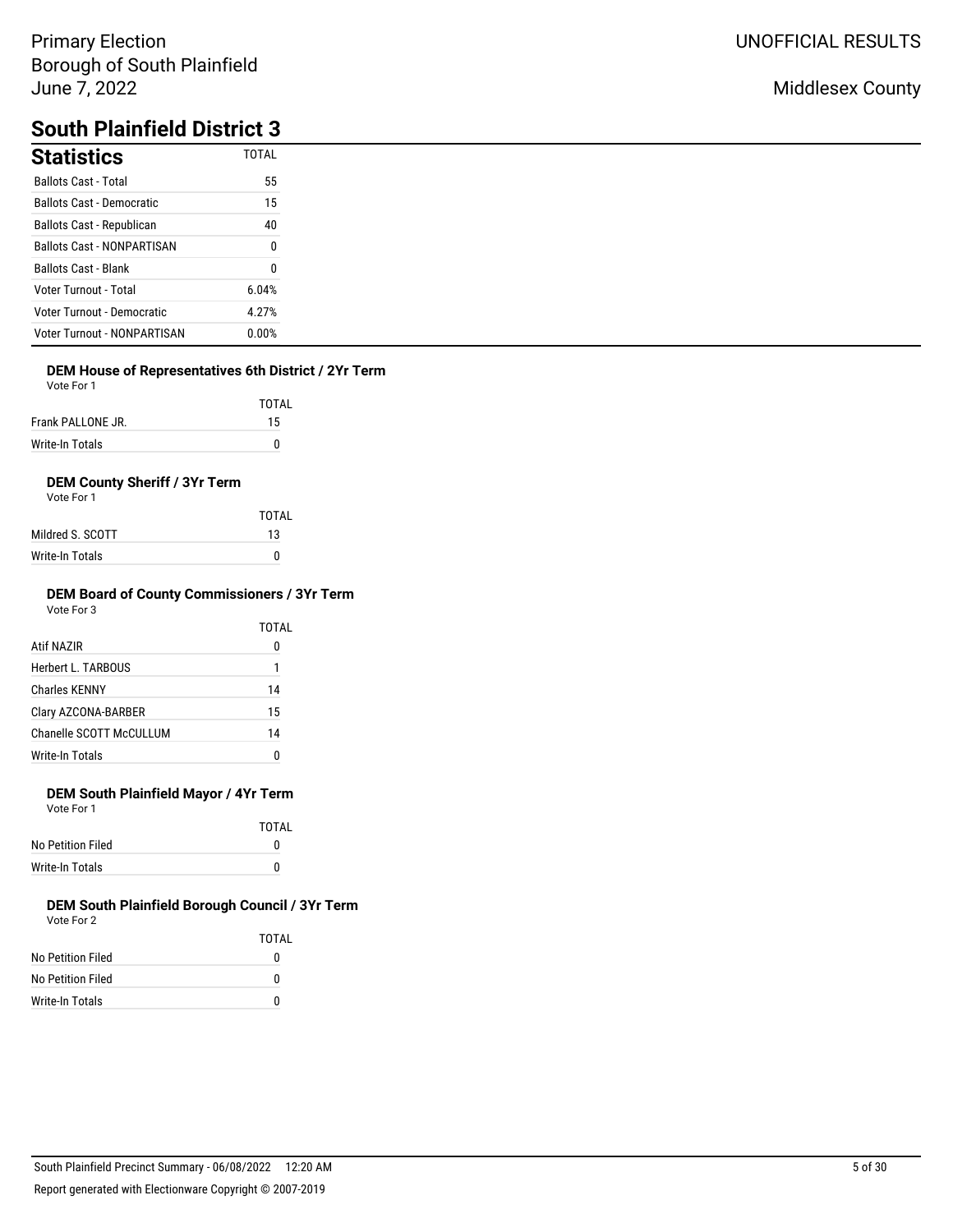Primary Election
Borough of South Plainfield
June 7, 2022

UNOFFICIAL RESULTS

Middlesex County

# South Plainfield District 3

## Statistics

| | TOTAL |
|---|---|
| Ballots Cast - Total | 55 |
| Ballots Cast - Democratic | 15 |
| Ballots Cast - Republican | 40 |
| Ballots Cast - NONPARTISAN | 0 |
| Ballots Cast - Blank | 0 |
| Voter Turnout - Total | 6.04% |
| Voter Turnout - Democratic | 4.27% |
| Voter Turnout - NONPARTISAN | 0.00% |

### DEM House of Representatives 6th District / 2Yr Term

Vote For 1

| | TOTAL |
|---|---|
| Frank PALLONE JR. | 15 |
| Write-In Totals | 0 |

### DEM County Sheriff / 3Yr Term

Vote For 1

| | TOTAL |
|---|---|
| Mildred S. SCOTT | 13 |
| Write-In Totals | 0 |

### DEM Board of County Commissioners / 3Yr Term

Vote For 3

| | TOTAL |
|---|---|
| Atif NAZIR | 0 |
| Herbert L. TARBOUS | 1 |
| Charles KENNY | 14 |
| Clary AZCONA-BARBER | 15 |
| Chanelle SCOTT McCULLUM | 14 |
| Write-In Totals | 0 |

### DEM South Plainfield Mayor / 4Yr Term

Vote For 1

| | TOTAL |
|---|---|
| No Petition Filed | 0 |
| Write-In Totals | 0 |

### DEM South Plainfield Borough Council / 3Yr Term

Vote For 2

| | TOTAL |
|---|---|
| No Petition Filed | 0 |
| No Petition Filed | 0 |
| Write-In Totals | 0 |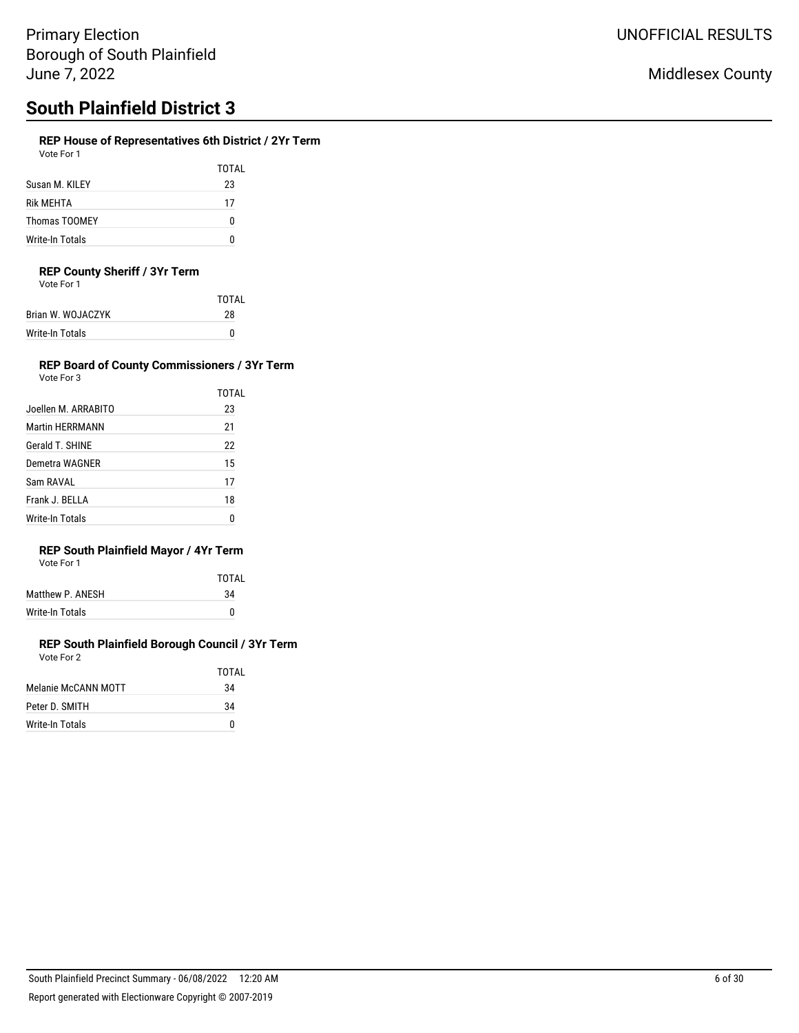Primary Election
Borough of South Plainfield
June 7, 2022

UNOFFICIAL RESULTS

Middlesex County

# South Plainfield District 3

### REP House of Representatives 6th District / 2Yr Term

Vote For 1

| | TOTAL |
|---|---|
| Susan M. KILEY | 23 |
| Rik MEHTA | 17 |
| Thomas TOOMEY | 0 |
| Write-In Totals | 0 |

### REP County Sheriff / 3Yr Term

Vote For 1

| | TOTAL |
|---|---|
| Brian W. WOJACZYK | 28 |
| Write-In Totals | 0 |

### REP Board of County Commissioners / 3Yr Term

Vote For 3

| | TOTAL |
|---|---|
| Joellen M. ARRABITO | 23 |
| Martin HERRMANN | 21 |
| Gerald T. SHINE | 22 |
| Demetra WAGNER | 15 |
| Sam RAVAL | 17 |
| Frank J. BELLA | 18 |
| Write-In Totals | 0 |

### REP South Plainfield Mayor / 4Yr Term

Vote For 1

| | TOTAL |
|---|---|
| Matthew P. ANESH | 34 |
| Write-In Totals | 0 |

### REP South Plainfield Borough Council / 3Yr Term

Vote For 2

| | TOTAL |
|---|---|
| Melanie McCANN MOTT | 34 |
| Peter D. SMITH | 34 |
| Write-In Totals | 0 |

South Plainfield Precinct Summary - 06/08/2022 12:20 AM

Report generated with Electionware Copyright © 2007-2019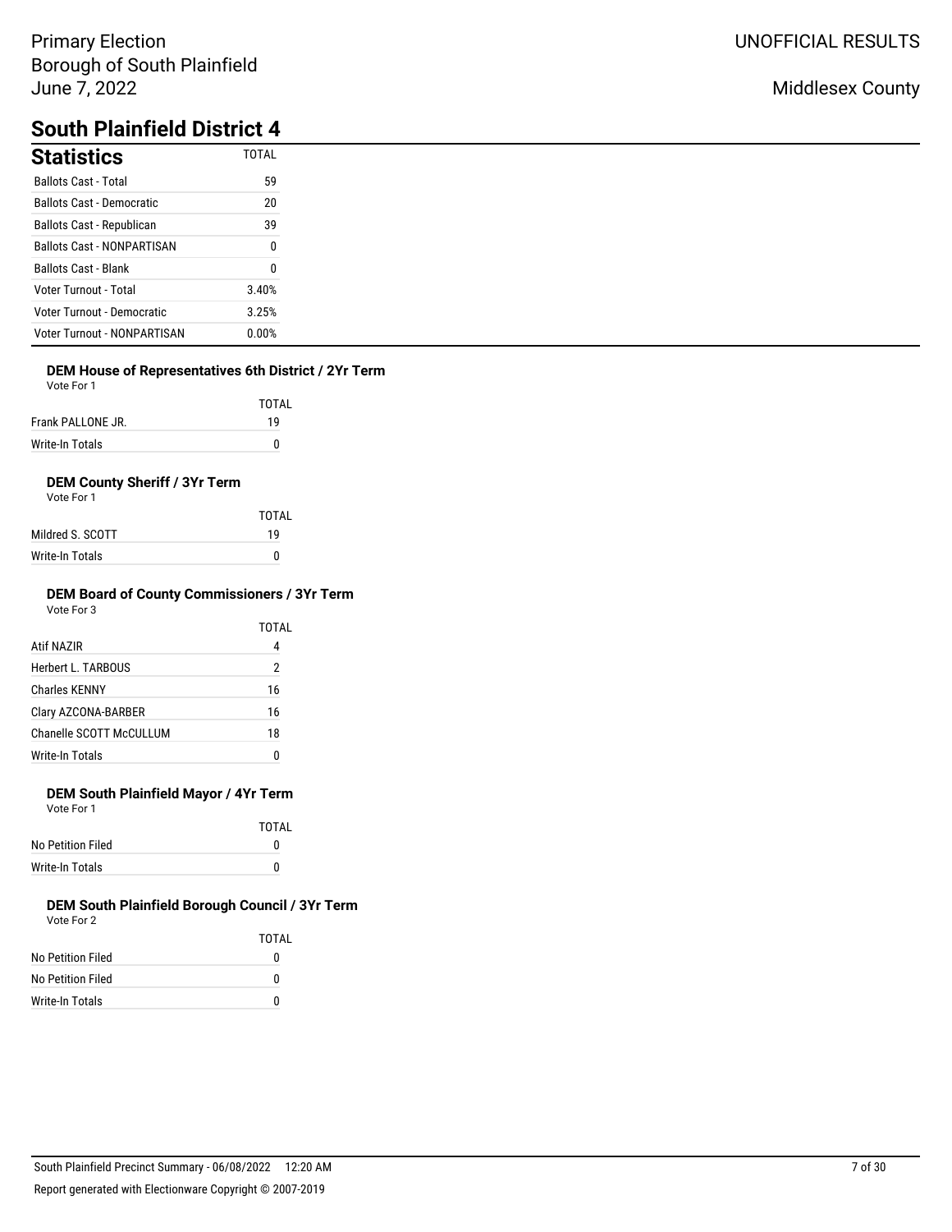Primary Election
Borough of South Plainfield
June 7, 2022

UNOFFICIAL RESULTS

Middlesex County

# South Plainfield District 4

## Statistics

| | TOTAL |
|---|---|
| Ballots Cast - Total | 59 |
| Ballots Cast - Democratic | 20 |
| Ballots Cast - Republican | 39 |
| Ballots Cast - NONPARTISAN | 0 |
| Ballots Cast - Blank | 0 |
| Voter Turnout - Total | 3.40% |
| Voter Turnout - Democratic | 3.25% |
| Voter Turnout - NONPARTISAN | 0.00% |

### DEM House of Representatives 6th District / 2Yr Term

Vote For 1

| | TOTAL |
|---|---|
| Frank PALLONE JR. | 19 |
| Write-In Totals | 0 |

### DEM County Sheriff / 3Yr Term

Vote For 1

| | TOTAL |
|---|---|
| Mildred S. SCOTT | 19 |
| Write-In Totals | 0 |

### DEM Board of County Commissioners / 3Yr Term

Vote For 3

| | TOTAL |
|---|---|
| Atif NAZIR | 4 |
| Herbert L. TARBOUS | 2 |
| Charles KENNY | 16 |
| Clary AZCONA-BARBER | 16 |
| Chanelle SCOTT McCULLUM | 18 |
| Write-In Totals | 0 |

### DEM South Plainfield Mayor / 4Yr Term

Vote For 1

| | TOTAL |
|---|---|
| No Petition Filed | 0 |
| Write-In Totals | 0 |

### DEM South Plainfield Borough Council / 3Yr Term

Vote For 2

| | TOTAL |
|---|---|
| No Petition Filed | 0 |
| No Petition Filed | 0 |
| Write-In Totals | 0 |

South Plainfield Precinct Summary - 06/08/2022 12:20 AM

Report generated with Electionware Copyright © 2007-2019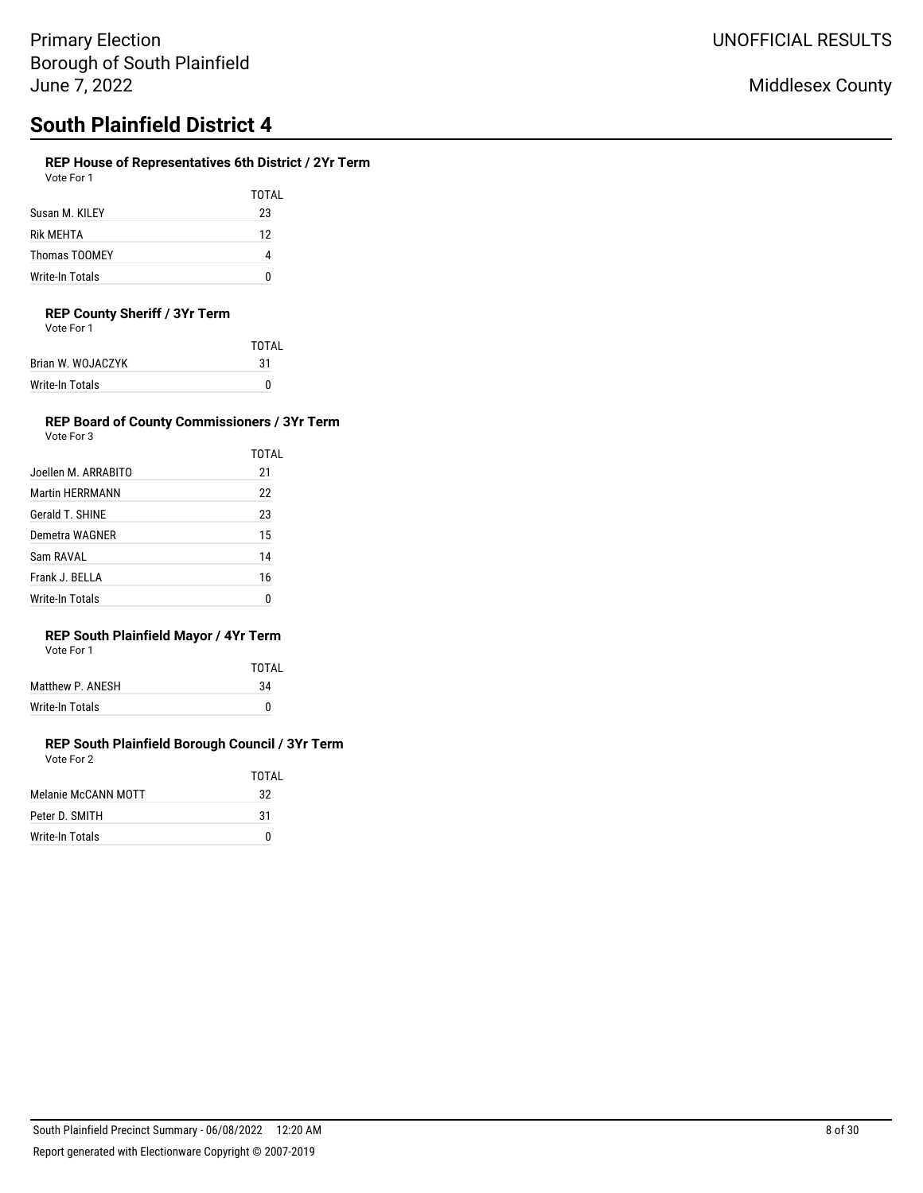# South Plainfield District 4

### REP House of Representatives 6th District / 2Yr Term

Vote For 1

| | TOTAL |
|---|---|
| Susan M. KILEY | 23 |
| Rik MEHTA | 12 |
| Thomas TOOMEY | 4 |
| Write-In Totals | 0 |

### REP County Sheriff / 3Yr Term

Vote For 1

| | TOTAL |
|---|---|
| Brian W. WOJACZYK | 31 |
| Write-In Totals | 0 |

### REP Board of County Commissioners / 3Yr Term

Vote For 3

| | TOTAL |
|---|---|
| Joellen M. ARRABITO | 21 |
| Martin HERRMANN | 22 |
| Gerald T. SHINE | 23 |
| Demetra WAGNER | 15 |
| Sam RAVAL | 14 |
| Frank J. BELLA | 16 |
| Write-In Totals | 0 |

### REP South Plainfield Mayor / 4Yr Term

Vote For 1

| | TOTAL |
|---|---|
| Matthew P. ANESH | 34 |
| Write-In Totals | 0 |

### REP South Plainfield Borough Council / 3Yr Term

Vote For 2

| | TOTAL |
|---|---|
| Melanie McCANN MOTT | 32 |
| Peter D. SMITH | 31 |
| Write-In Totals | 0 |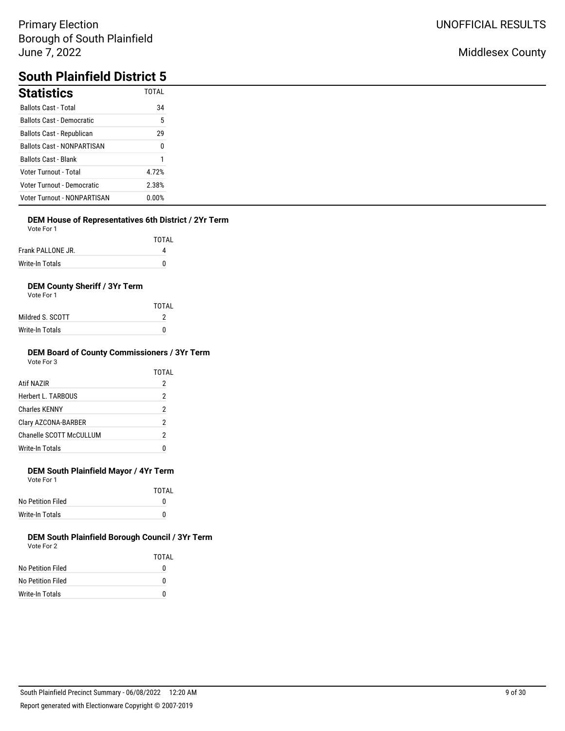Primary Election
Borough of South Plainfield
June 7, 2022

UNOFFICIAL RESULTS

Middlesex County

# South Plainfield District 5

## Statistics

| Statistics | TOTAL |
|---|---|
| Ballots Cast - Total | 34 |
| Ballots Cast - Democratic | 5 |
| Ballots Cast - Republican | 29 |
| Ballots Cast - NONPARTISAN | 0 |
| Ballots Cast - Blank | 1 |
| Voter Turnout - Total | 4.72% |
| Voter Turnout - Democratic | 2.38% |
| Voter Turnout - NONPARTISAN | 0.00% |

### DEM House of Representatives 6th District / 2Yr Term

Vote For 1

| | TOTAL |
|---|---|
| Frank PALLONE JR. | 4 |
| Write-In Totals | 0 |

### DEM County Sheriff / 3Yr Term

Vote For 1

| | TOTAL |
|---|---|
| Mildred S. SCOTT | 2 |
| Write-In Totals | 0 |

### DEM Board of County Commissioners / 3Yr Term

Vote For 3

| | TOTAL |
|---|---|
| Atif NAZIR | 2 |
| Herbert L. TARBOUS | 2 |
| Charles KENNY | 2 |
| Clary AZCONA-BARBER | 2 |
| Chanelle SCOTT McCULLUM | 2 |
| Write-In Totals | 0 |

### DEM South Plainfield Mayor / 4Yr Term

Vote For 1

| | TOTAL |
|---|---|
| No Petition Filed | 0 |
| Write-In Totals | 0 |

### DEM South Plainfield Borough Council / 3Yr Term

Vote For 2

| | TOTAL |
|---|---|
| No Petition Filed | 0 |
| No Petition Filed | 0 |
| Write-In Totals | 0 |

South Plainfield Precinct Summary - 06/08/2022 12:20 AM

Report generated with Electionware Copyright © 2007-2019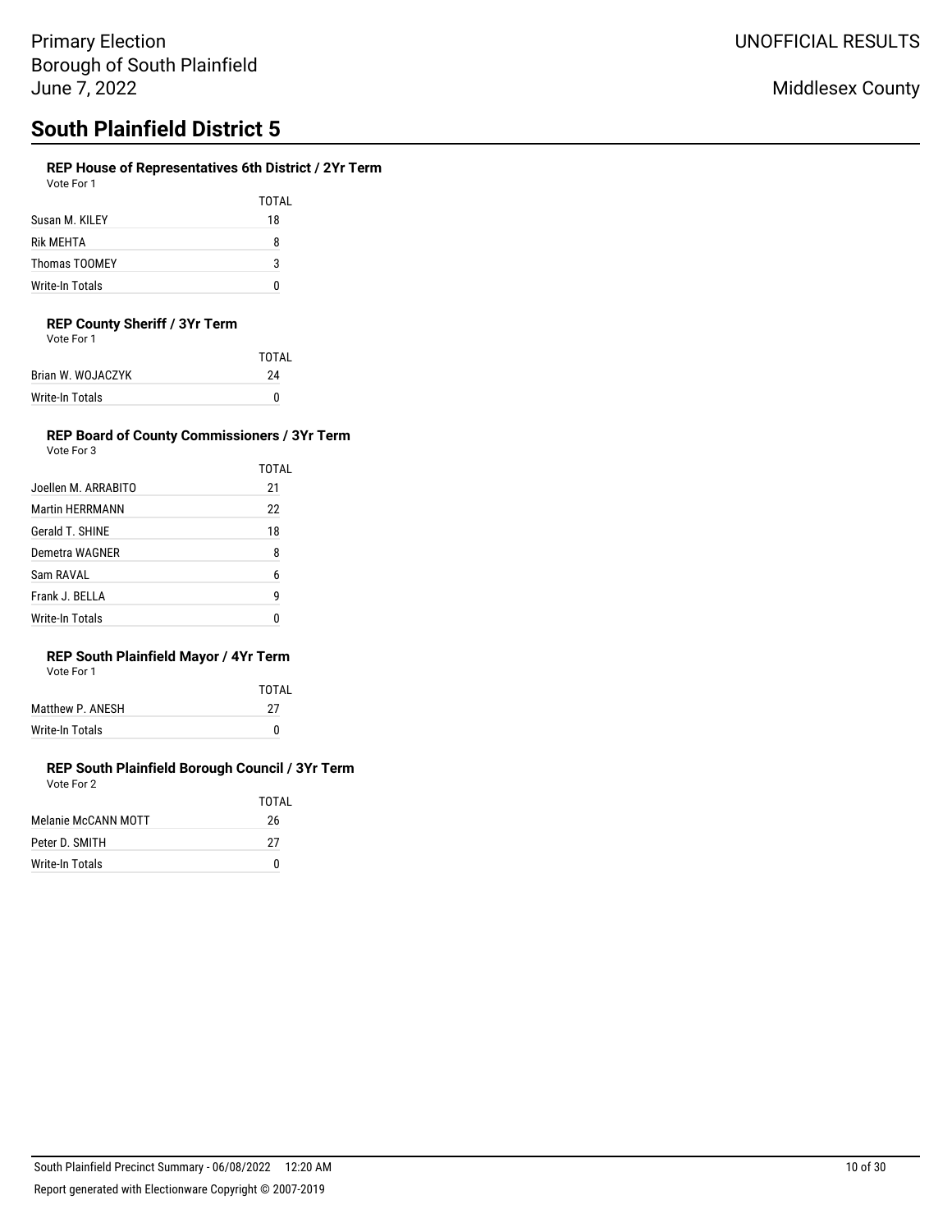Primary Election
Borough of South Plainfield
June 7, 2022

UNOFFICIAL RESULTS

Middlesex County

# South Plainfield District 5

### REP House of Representatives 6th District / 2Yr Term

Vote For 1

| | TOTAL |
|---|---|
| Susan M. KILEY | 18 |
| Rik MEHTA | 8 |
| Thomas TOOMEY | 3 |
| Write-In Totals | 0 |

### REP County Sheriff / 3Yr Term

Vote For 1

| | TOTAL |
|---|---|
| Brian W. WOJACZYK | 24 |
| Write-In Totals | 0 |

### REP Board of County Commissioners / 3Yr Term

Vote For 3

| | TOTAL |
|---|---|
| Joellen M. ARRABITO | 21 |
| Martin HERRMANN | 22 |
| Gerald T. SHINE | 18 |
| Demetra WAGNER | 8 |
| Sam RAVAL | 6 |
| Frank J. BELLA | 9 |
| Write-In Totals | 0 |

### REP South Plainfield Mayor / 4Yr Term

Vote For 1

| | TOTAL |
|---|---|
| Matthew P. ANESH | 27 |
| Write-In Totals | 0 |

### REP South Plainfield Borough Council / 3Yr Term

Vote For 2

| | TOTAL |
|---|---|
| Melanie McCANN MOTT | 26 |
| Peter D. SMITH | 27 |
| Write-In Totals | 0 |

South Plainfield Precinct Summary - 06/08/2022 12:20 AM

Report generated with Electionware Copyright © 2007-2019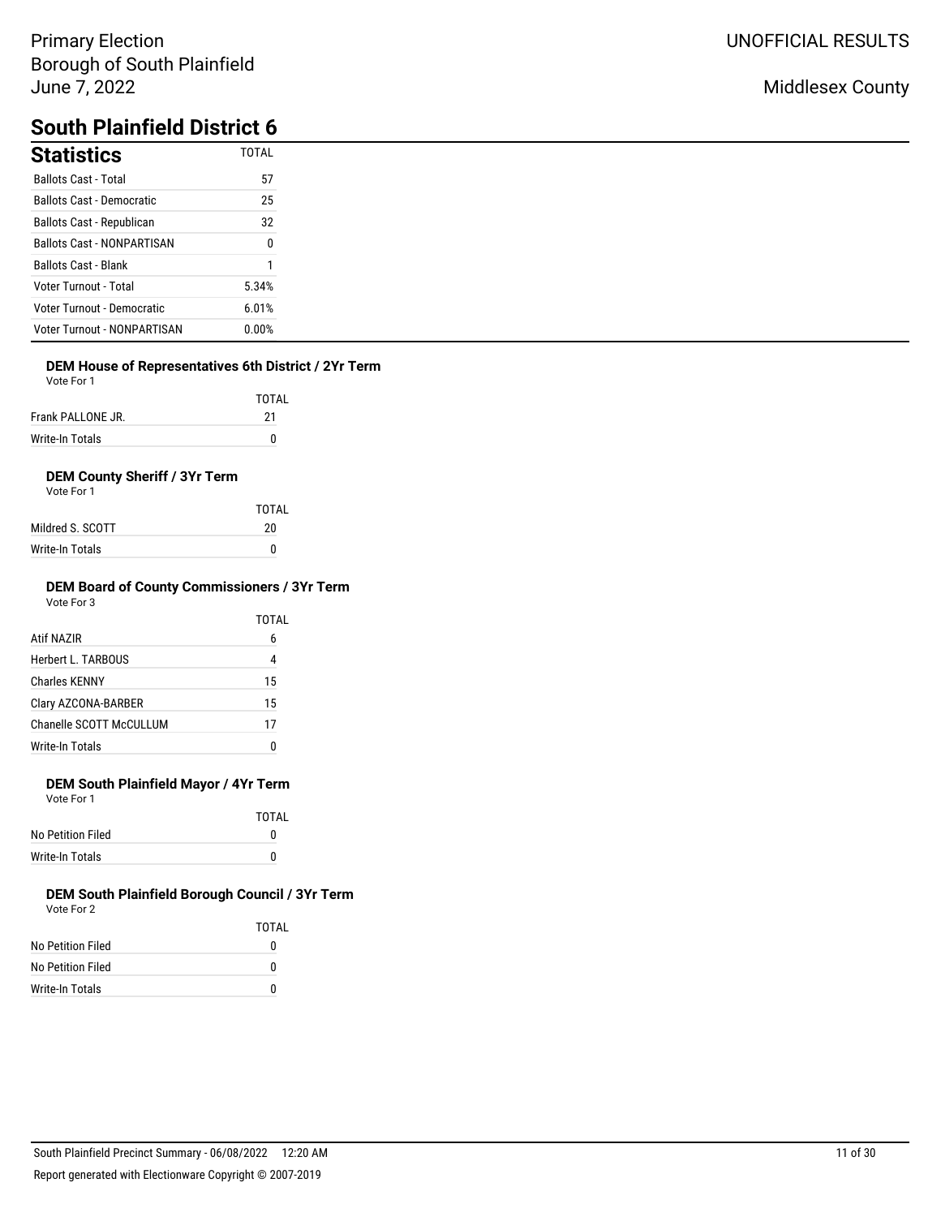Primary Election
Borough of South Plainfield
June 7, 2022

UNOFFICIAL RESULTS

Middlesex County

# South Plainfield District 6

## Statistics

| Statistics | TOTAL |
|---|---|
| Ballots Cast - Total | 57 |
| Ballots Cast - Democratic | 25 |
| Ballots Cast - Republican | 32 |
| Ballots Cast - NONPARTISAN | 0 |
| Ballots Cast - Blank | 1 |
| Voter Turnout - Total | 5.34% |
| Voter Turnout - Democratic | 6.01% |
| Voter Turnout - NONPARTISAN | 0.00% |

### DEM House of Representatives 6th District / 2Yr Term

Vote For 1

| | TOTAL |
|---|---|
| Frank PALLONE JR. | 21 |
| Write-In Totals | 0 |

### DEM County Sheriff / 3Yr Term

Vote For 1

| | TOTAL |
|---|---|
| Mildred S. SCOTT | 20 |
| Write-In Totals | 0 |

### DEM Board of County Commissioners / 3Yr Term

Vote For 3

| | TOTAL |
|---|---|
| Atif NAZIR | 6 |
| Herbert L. TARBOUS | 4 |
| Charles KENNY | 15 |
| Clary AZCONA-BARBER | 15 |
| Chanelle SCOTT McCULLUM | 17 |
| Write-In Totals | 0 |

### DEM South Plainfield Mayor / 4Yr Term

Vote For 1

| | TOTAL |
|---|---|
| No Petition Filed | 0 |
| Write-In Totals | 0 |

### DEM South Plainfield Borough Council / 3Yr Term

Vote For 2

| | TOTAL |
|---|---|
| No Petition Filed | 0 |
| No Petition Filed | 0 |
| Write-In Totals | 0 |

South Plainfield Precinct Summary - 06/08/2022 12:20 AM

Report generated with Electionware Copyright © 2007-2019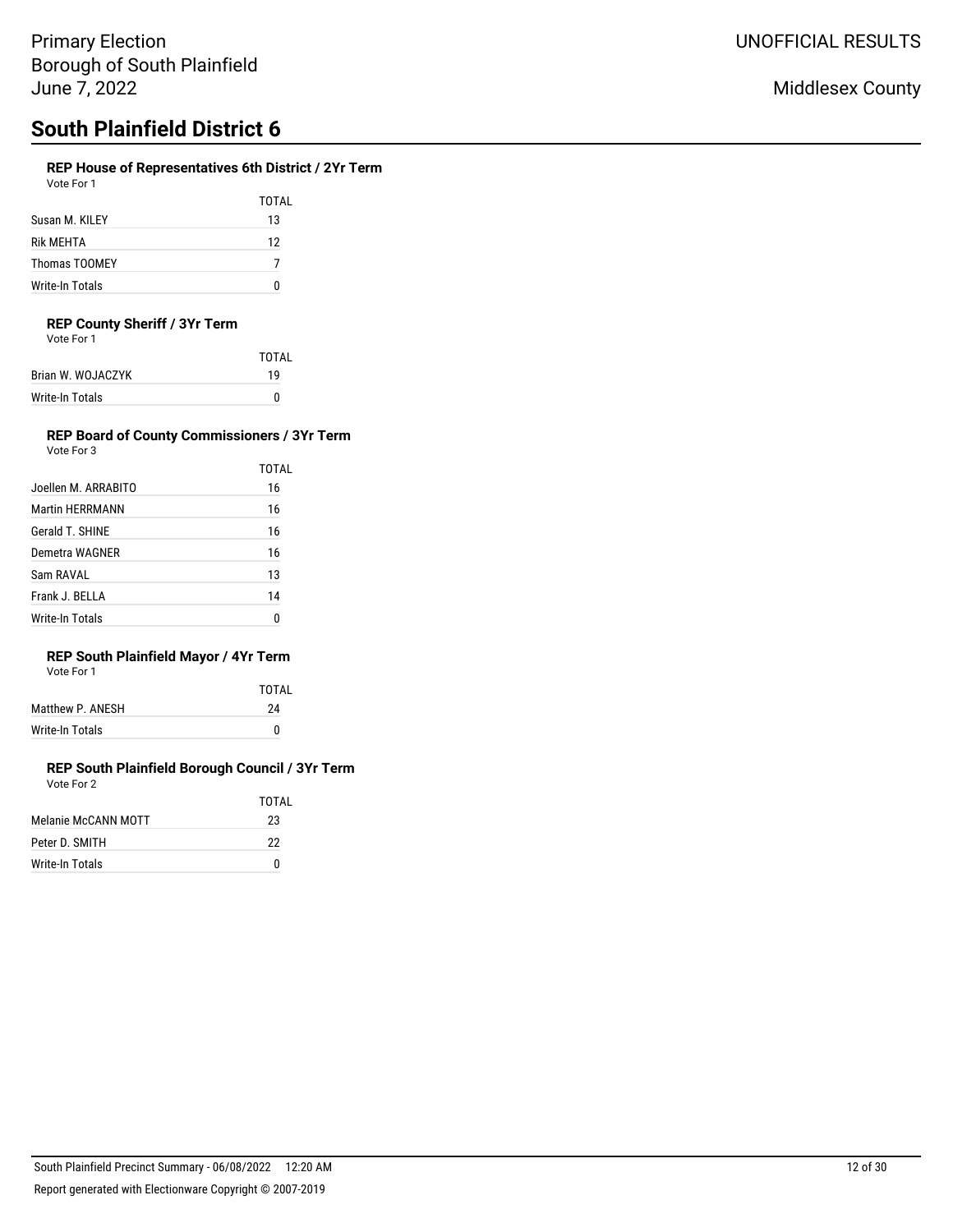# South Plainfield District 6

### REP House of Representatives 6th District / 2Yr Term

Vote For 1

| | TOTAL |
|---|---|
| Susan M. KILEY | 13 |
| Rik MEHTA | 12 |
| Thomas TOOMEY | 7 |
| Write-In Totals | 0 |

### REP County Sheriff / 3Yr Term

Vote For 1

| | TOTAL |
|---|---|
| Brian W. WOJACZYK | 19 |
| Write-In Totals | 0 |

### REP Board of County Commissioners / 3Yr Term

Vote For 3

| | TOTAL |
|---|---|
| Joellen M. ARRABITO | 16 |
| Martin HERRMANN | 16 |
| Gerald T. SHINE | 16 |
| Demetra WAGNER | 16 |
| Sam RAVAL | 13 |
| Frank J. BELLA | 14 |
| Write-In Totals | 0 |

### REP South Plainfield Mayor / 4Yr Term

Vote For 1

| | TOTAL |
|---|---|
| Matthew P. ANESH | 24 |
| Write-In Totals | 0 |

### REP South Plainfield Borough Council / 3Yr Term

Vote For 2

| | TOTAL |
|---|---|
| Melanie McCANN MOTT | 23 |
| Peter D. SMITH | 22 |
| Write-In Totals | 0 |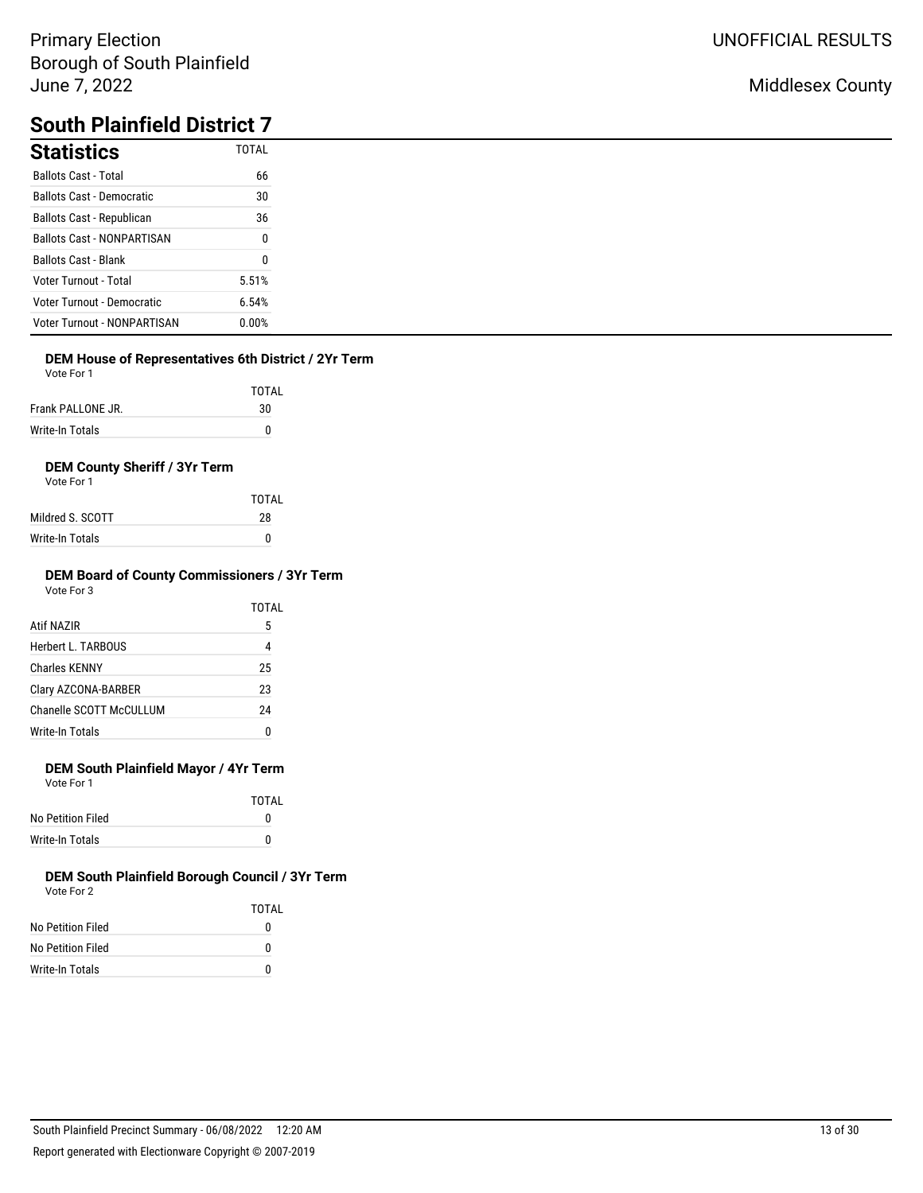Primary Election
Borough of South Plainfield
June 7, 2022

UNOFFICIAL RESULTS

Middlesex County

# South Plainfield District 7

## Statistics

| Statistics | TOTAL |
|---|---|
| Ballots Cast - Total | 66 |
| Ballots Cast - Democratic | 30 |
| Ballots Cast - Republican | 36 |
| Ballots Cast - NONPARTISAN | 0 |
| Ballots Cast - Blank | 0 |
| Voter Turnout - Total | 5.51% |
| Voter Turnout - Democratic | 6.54% |
| Voter Turnout - NONPARTISAN | 0.00% |

### DEM House of Representatives 6th District / 2Yr Term

Vote For 1

| | TOTAL |
|---|---|
| Frank PALLONE JR. | 30 |
| Write-In Totals | 0 |

### DEM County Sheriff / 3Yr Term

Vote For 1

| | TOTAL |
|---|---|
| Mildred S. SCOTT | 28 |
| Write-In Totals | 0 |

### DEM Board of County Commissioners / 3Yr Term

Vote For 3

| | TOTAL |
|---|---|
| Atif NAZIR | 5 |
| Herbert L. TARBOUS | 4 |
| Charles KENNY | 25 |
| Clary AZCONA-BARBER | 23 |
| Chanelle SCOTT McCULLUM | 24 |
| Write-In Totals | 0 |

### DEM South Plainfield Mayor / 4Yr Term

Vote For 1

| | TOTAL |
|---|---|
| No Petition Filed | 0 |
| Write-In Totals | 0 |

### DEM South Plainfield Borough Council / 3Yr Term

Vote For 2

| | TOTAL |
|---|---|
| No Petition Filed | 0 |
| No Petition Filed | 0 |
| Write-In Totals | 0 |

South Plainfield Precinct Summary - 06/08/2022 12:20 AM

Report generated with Electionware Copyright © 2007-2019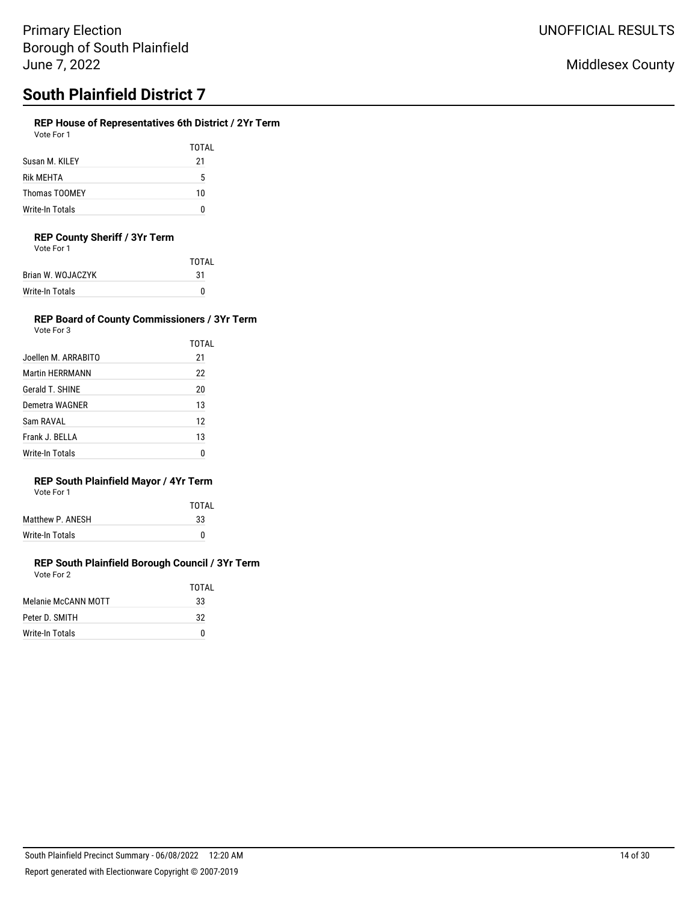Primary Election
Borough of South Plainfield
June 7, 2022

UNOFFICIAL RESULTS

Middlesex County

# South Plainfield District 7

### REP House of Representatives 6th District / 2Yr Term

Vote For 1

| | TOTAL |
|---|---|
| Susan M. KILEY | 21 |
| Rik MEHTA | 5 |
| Thomas TOOMEY | 10 |
| Write-In Totals | 0 |

### REP County Sheriff / 3Yr Term

Vote For 1

| | TOTAL |
|---|---|
| Brian W. WOJACZYK | 31 |
| Write-In Totals | 0 |

### REP Board of County Commissioners / 3Yr Term

Vote For 3

| | TOTAL |
|---|---|
| Joellen M. ARRABITO | 21 |
| Martin HERRMANN | 22 |
| Gerald T. SHINE | 20 |
| Demetra WAGNER | 13 |
| Sam RAVAL | 12 |
| Frank J. BELLA | 13 |
| Write-In Totals | 0 |

### REP South Plainfield Mayor / 4Yr Term

Vote For 1

| | TOTAL |
|---|---|
| Matthew P. ANESH | 33 |
| Write-In Totals | 0 |

### REP South Plainfield Borough Council / 3Yr Term

Vote For 2

| | TOTAL |
|---|---|
| Melanie McCANN MOTT | 33 |
| Peter D. SMITH | 32 |
| Write-In Totals | 0 |

South Plainfield Precinct Summary - 06/08/2022 12:20 AM

Report generated with Electionware Copyright © 2007-2019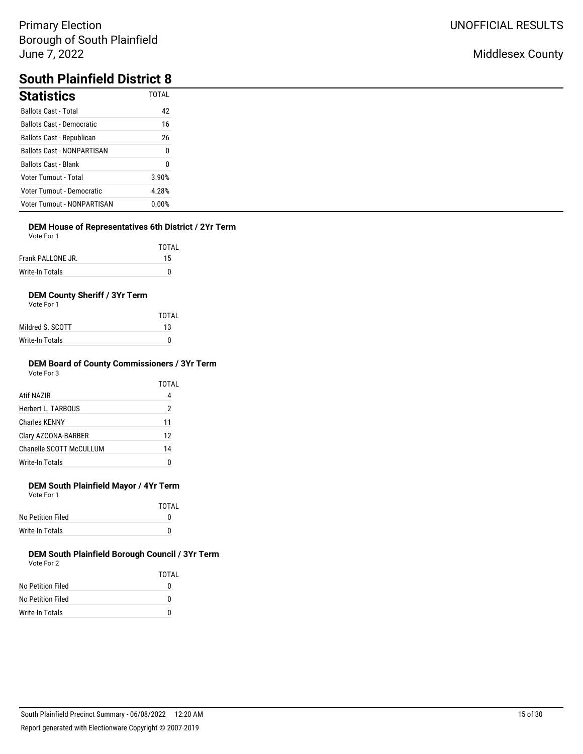Primary Election
Borough of South Plainfield
June 7, 2022

UNOFFICIAL RESULTS

Middlesex County

# South Plainfield District 8

## Statistics

| | TOTAL |
|---|---|
| Ballots Cast - Total | 42 |
| Ballots Cast - Democratic | 16 |
| Ballots Cast - Republican | 26 |
| Ballots Cast - NONPARTISAN | 0 |
| Ballots Cast - Blank | 0 |
| Voter Turnout - Total | 3.90% |
| Voter Turnout - Democratic | 4.28% |
| Voter Turnout - NONPARTISAN | 0.00% |

### DEM House of Representatives 6th District / 2Yr Term

Vote For 1

| | TOTAL |
|---|---|
| Frank PALLONE JR. | 15 |
| Write-In Totals | 0 |

### DEM County Sheriff / 3Yr Term

Vote For 1

| | TOTAL |
|---|---|
| Mildred S. SCOTT | 13 |
| Write-In Totals | 0 |

### DEM Board of County Commissioners / 3Yr Term

Vote For 3

| | TOTAL |
|---|---|
| Atif NAZIR | 4 |
| Herbert L. TARBOUS | 2 |
| Charles KENNY | 11 |
| Clary AZCONA-BARBER | 12 |
| Chanelle SCOTT McCULLUM | 14 |
| Write-In Totals | 0 |

### DEM South Plainfield Mayor / 4Yr Term

Vote For 1

| | TOTAL |
|---|---|
| No Petition Filed | 0 |
| Write-In Totals | 0 |

### DEM South Plainfield Borough Council / 3Yr Term

Vote For 2

| | TOTAL |
|---|---|
| No Petition Filed | 0 |
| No Petition Filed | 0 |
| Write-In Totals | 0 |

South Plainfield Precinct Summary - 06/08/2022 12:20 AM

Report generated with Electionware Copyright © 2007-2019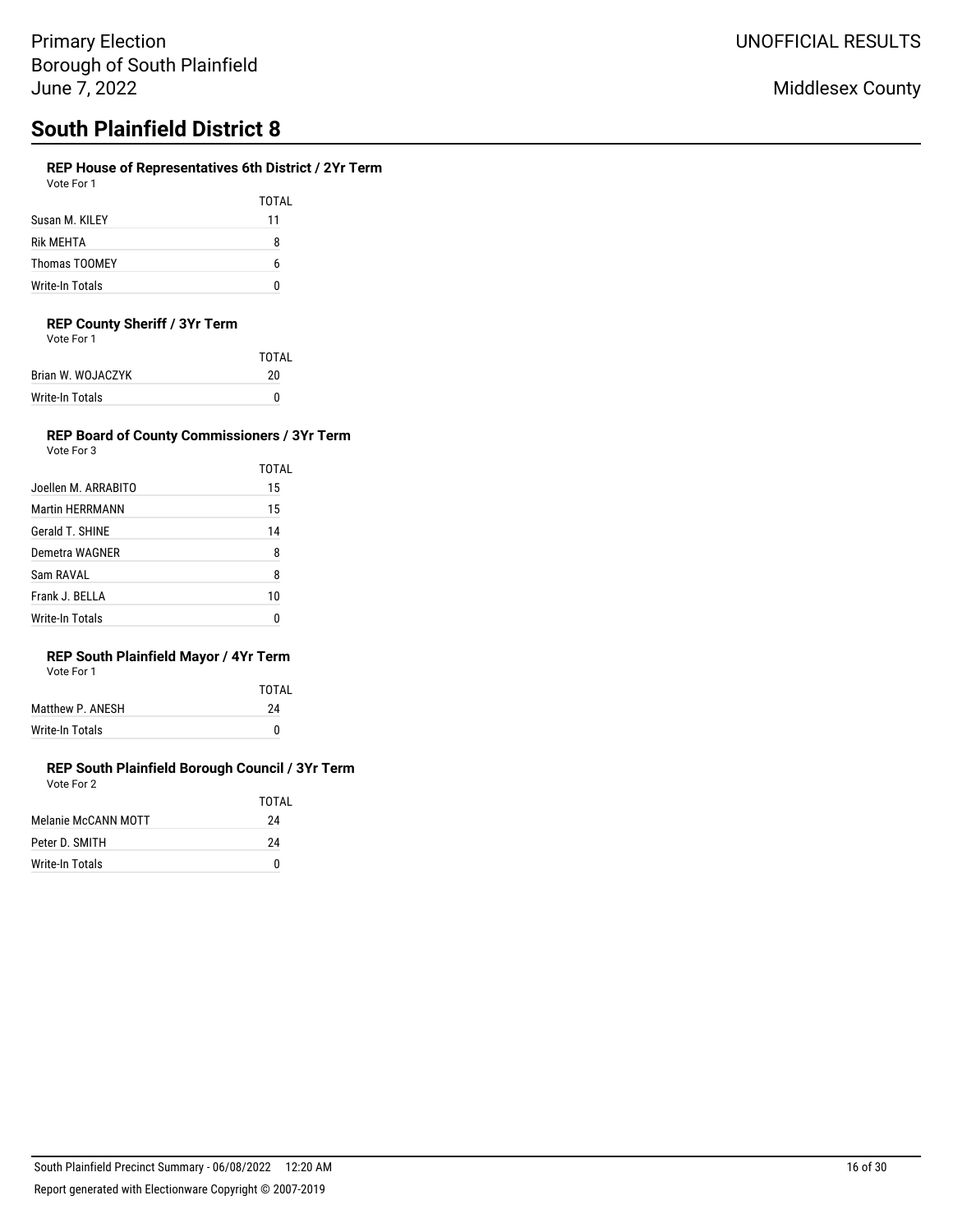Primary Election
Borough of South Plainfield
June 7, 2022

UNOFFICIAL RESULTS

Middlesex County

# South Plainfield District 8

### REP House of Representatives 6th District / 2Yr Term

Vote For 1

| | TOTAL |
|---|---|
| Susan M. KILEY | 11 |
| Rik MEHTA | 8 |
| Thomas TOOMEY | 6 |
| Write-In Totals | 0 |

### REP County Sheriff / 3Yr Term

Vote For 1

| | TOTAL |
|---|---|
| Brian W. WOJACZYK | 20 |
| Write-In Totals | 0 |

### REP Board of County Commissioners / 3Yr Term

Vote For 3

| | TOTAL |
|---|---|
| Joellen M. ARRABITO | 15 |
| Martin HERRMANN | 15 |
| Gerald T. SHINE | 14 |
| Demetra WAGNER | 8 |
| Sam RAVAL | 8 |
| Frank J. BELLA | 10 |
| Write-In Totals | 0 |

### REP South Plainfield Mayor / 4Yr Term

Vote For 1

| | TOTAL |
|---|---|
| Matthew P. ANESH | 24 |
| Write-In Totals | 0 |

### REP South Plainfield Borough Council / 3Yr Term

Vote For 2

| | TOTAL |
|---|---|
| Melanie McCANN MOTT | 24 |
| Peter D. SMITH | 24 |
| Write-In Totals | 0 |

South Plainfield Precinct Summary - 06/08/2022 12:20 AM

Report generated with Electionware Copyright © 2007-2019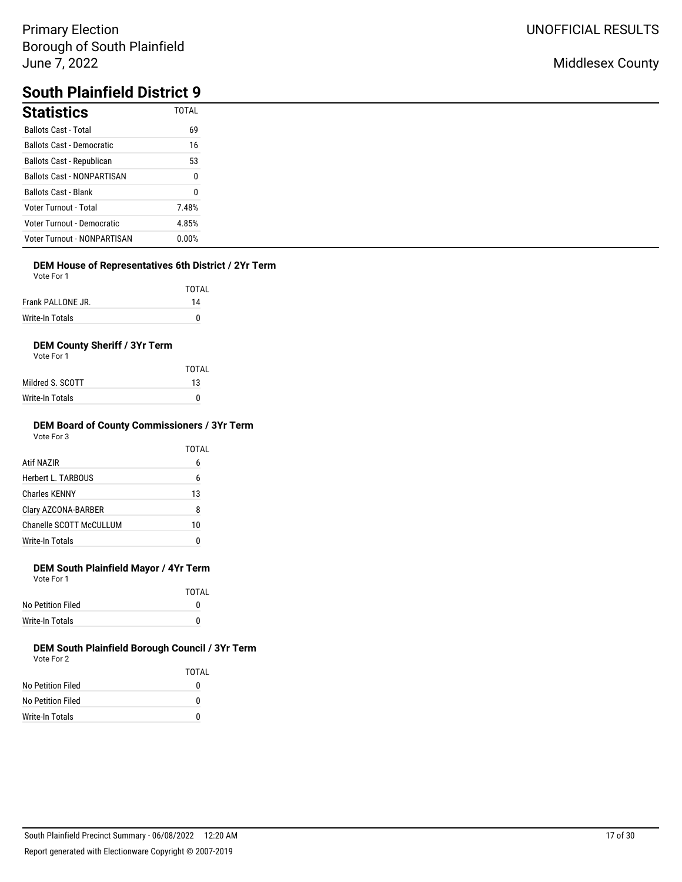Primary Election
Borough of South Plainfield
June 7, 2022

UNOFFICIAL RESULTS

Middlesex County

# South Plainfield District 9

## Statistics

| | TOTAL |
|---|---|
| Ballots Cast - Total | 69 |
| Ballots Cast - Democratic | 16 |
| Ballots Cast - Republican | 53 |
| Ballots Cast - NONPARTISAN | 0 |
| Ballots Cast - Blank | 0 |
| Voter Turnout - Total | 7.48% |
| Voter Turnout - Democratic | 4.85% |
| Voter Turnout - NONPARTISAN | 0.00% |

### DEM House of Representatives 6th District / 2Yr Term

Vote For 1

| | TOTAL |
|---|---|
| Frank PALLONE JR. | 14 |
| Write-In Totals | 0 |

### DEM County Sheriff / 3Yr Term

Vote For 1

| | TOTAL |
|---|---|
| Mildred S. SCOTT | 13 |
| Write-In Totals | 0 |

### DEM Board of County Commissioners / 3Yr Term

Vote For 3

| | TOTAL |
|---|---|
| Atif NAZIR | 6 |
| Herbert L. TARBOUS | 6 |
| Charles KENNY | 13 |
| Clary AZCONA-BARBER | 8 |
| Chanelle SCOTT McCULLUM | 10 |
| Write-In Totals | 0 |

### DEM South Plainfield Mayor / 4Yr Term

Vote For 1

| | TOTAL |
|---|---|
| No Petition Filed | 0 |
| Write-In Totals | 0 |

### DEM South Plainfield Borough Council / 3Yr Term

Vote For 2

| | TOTAL |
|---|---|
| No Petition Filed | 0 |
| No Petition Filed | 0 |
| Write-In Totals | 0 |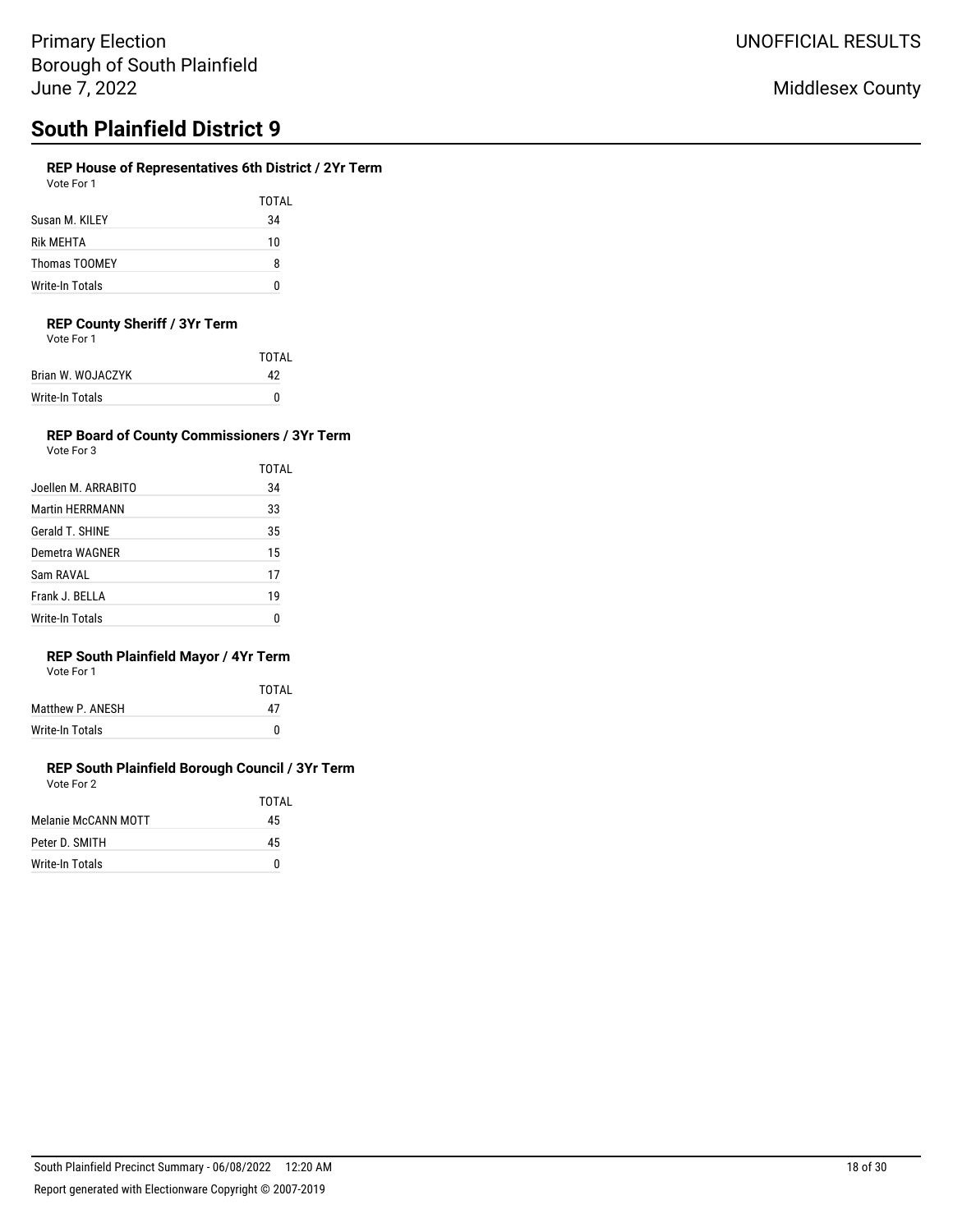Primary Election
Borough of South Plainfield
June 7, 2022

UNOFFICIAL RESULTS

Middlesex County

# South Plainfield District 9

### REP House of Representatives 6th District / 2Yr Term

Vote For 1

| | TOTAL |
|---|---|
| Susan M. KILEY | 34 |
| Rik MEHTA | 10 |
| Thomas TOOMEY | 8 |
| Write-In Totals | 0 |

### REP County Sheriff / 3Yr Term

Vote For 1

| | TOTAL |
|---|---|
| Brian W. WOJACZYK | 42 |
| Write-In Totals | 0 |

### REP Board of County Commissioners / 3Yr Term

Vote For 3

| | TOTAL |
|---|---|
| Joellen M. ARRABITO | 34 |
| Martin HERRMANN | 33 |
| Gerald T. SHINE | 35 |
| Demetra WAGNER | 15 |
| Sam RAVAL | 17 |
| Frank J. BELLA | 19 |
| Write-In Totals | 0 |

### REP South Plainfield Mayor / 4Yr Term

Vote For 1

| | TOTAL |
|---|---|
| Matthew P. ANESH | 47 |
| Write-In Totals | 0 |

### REP South Plainfield Borough Council / 3Yr Term

Vote For 2

| | TOTAL |
|---|---|
| Melanie McCANN MOTT | 45 |
| Peter D. SMITH | 45 |
| Write-In Totals | 0 |

South Plainfield Precinct Summary - 06/08/2022 12:20 AM

Report generated with Electionware Copyright © 2007-2019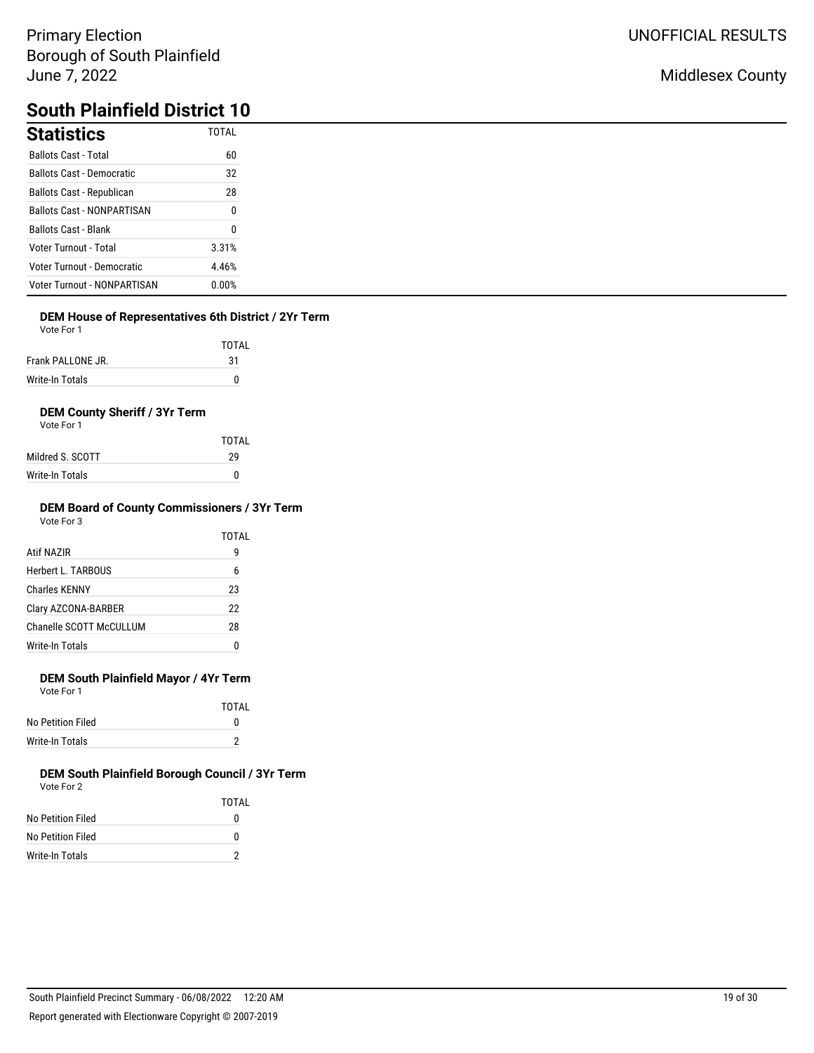Primary Election
Borough of South Plainfield
June 7, 2022

UNOFFICIAL RESULTS

Middlesex County

# South Plainfield District 10

## Statistics

| | TOTAL |
|---|---|
| Ballots Cast - Total | 60 |
| Ballots Cast - Democratic | 32 |
| Ballots Cast - Republican | 28 |
| Ballots Cast - NONPARTISAN | 0 |
| Ballots Cast - Blank | 0 |
| Voter Turnout - Total | 3.31% |
| Voter Turnout - Democratic | 4.46% |
| Voter Turnout - NONPARTISAN | 0.00% |

### DEM House of Representatives 6th District / 2Yr Term

Vote For 1

| | TOTAL |
|---|---|
| Frank PALLONE JR. | 31 |
| Write-In Totals | 0 |

### DEM County Sheriff / 3Yr Term

Vote For 1

| | TOTAL |
|---|---|
| Mildred S. SCOTT | 29 |
| Write-In Totals | 0 |

### DEM Board of County Commissioners / 3Yr Term

Vote For 3

| | TOTAL |
|---|---|
| Atif NAZIR | 9 |
| Herbert L. TARBOUS | 6 |
| Charles KENNY | 23 |
| Clary AZCONA-BARBER | 22 |
| Chanelle SCOTT McCULLUM | 28 |
| Write-In Totals | 0 |

### DEM South Plainfield Mayor / 4Yr Term

Vote For 1

| | TOTAL |
|---|---|
| No Petition Filed | 0 |
| Write-In Totals | 2 |

### DEM South Plainfield Borough Council / 3Yr Term

Vote For 2

| | TOTAL |
|---|---|
| No Petition Filed | 0 |
| No Petition Filed | 0 |
| Write-In Totals | 2 |

South Plainfield Precinct Summary - 06/08/2022 12:20 AM

Report generated with Electionware Copyright © 2007-2019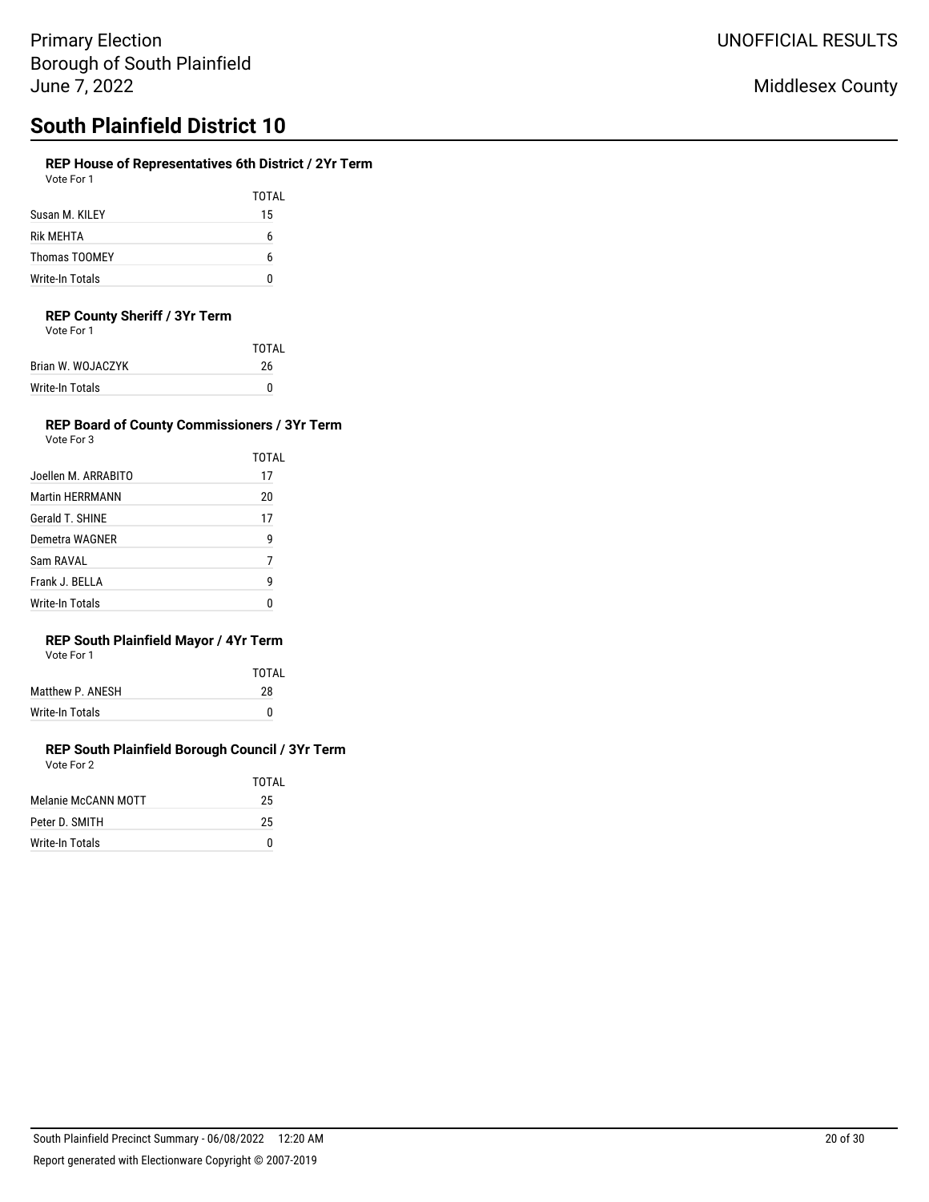Primary Election
Borough of South Plainfield
June 7, 2022

UNOFFICIAL RESULTS

Middlesex County

# South Plainfield District 10

### REP House of Representatives 6th District / 2Yr Term
Vote For 1

| | TOTAL |
|---|---|
| Susan M. KILEY | 15 |
| Rik MEHTA | 6 |
| Thomas TOOMEY | 6 |
| Write-In Totals | 0 |

### REP County Sheriff / 3Yr Term
Vote For 1

| | TOTAL |
|---|---|
| Brian W. WOJACZYK | 26 |
| Write-In Totals | 0 |

### REP Board of County Commissioners / 3Yr Term
Vote For 3

| | TOTAL |
|---|---|
| Joellen M. ARRABITO | 17 |
| Martin HERRMANN | 20 |
| Gerald T. SHINE | 17 |
| Demetra WAGNER | 9 |
| Sam RAVAL | 7 |
| Frank J. BELLA | 9 |
| Write-In Totals | 0 |

### REP South Plainfield Mayor / 4Yr Term
Vote For 1

| | TOTAL |
|---|---|
| Matthew P. ANESH | 28 |
| Write-In Totals | 0 |

### REP South Plainfield Borough Council / 3Yr Term
Vote For 2

| | TOTAL |
|---|---|
| Melanie McCANN MOTT | 25 |
| Peter D. SMITH | 25 |
| Write-In Totals | 0 |

South Plainfield Precinct Summary - 06/08/2022 12:20 AM

Report generated with Electionware Copyright © 2007-2019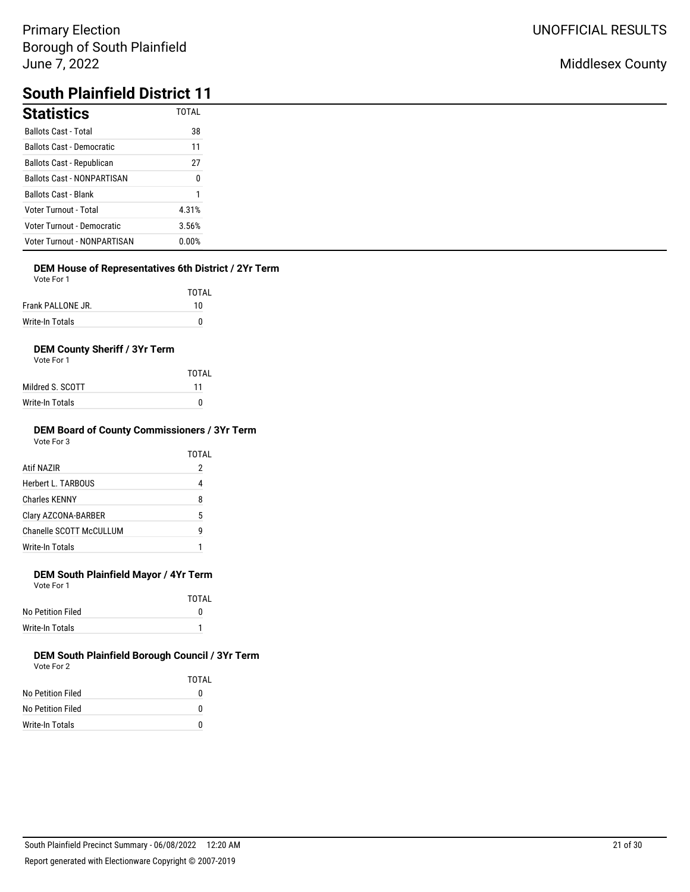Primary Election
Borough of South Plainfield
June 7, 2022

UNOFFICIAL RESULTS

Middlesex County

# South Plainfield District 11

## Statistics

| | TOTAL |
|---|---|
| Ballots Cast - Total | 38 |
| Ballots Cast - Democratic | 11 |
| Ballots Cast - Republican | 27 |
| Ballots Cast - NONPARTISAN | 0 |
| Ballots Cast - Blank | 1 |
| Voter Turnout - Total | 4.31% |
| Voter Turnout - Democratic | 3.56% |
| Voter Turnout - NONPARTISAN | 0.00% |

### DEM House of Representatives 6th District / 2Yr Term

Vote For 1

| | TOTAL |
|---|---|
| Frank PALLONE JR. | 10 |
| Write-In Totals | 0 |

### DEM County Sheriff / 3Yr Term

Vote For 1

| | TOTAL |
|---|---|
| Mildred S. SCOTT | 11 |
| Write-In Totals | 0 |

### DEM Board of County Commissioners / 3Yr Term

Vote For 3

| | TOTAL |
|---|---|
| Atif NAZIR | 2 |
| Herbert L. TARBOUS | 4 |
| Charles KENNY | 8 |
| Clary AZCONA-BARBER | 5 |
| Chanelle SCOTT McCULLUM | 9 |
| Write-In Totals | 1 |

### DEM South Plainfield Mayor / 4Yr Term

Vote For 1

| | TOTAL |
|---|---|
| No Petition Filed | 0 |
| Write-In Totals | 1 |

### DEM South Plainfield Borough Council / 3Yr Term

Vote For 2

| | TOTAL |
|---|---|
| No Petition Filed | 0 |
| No Petition Filed | 0 |
| Write-In Totals | 0 |

South Plainfield Precinct Summary - 06/08/2022 12:20 AM

Report generated with Electionware Copyright © 2007-2019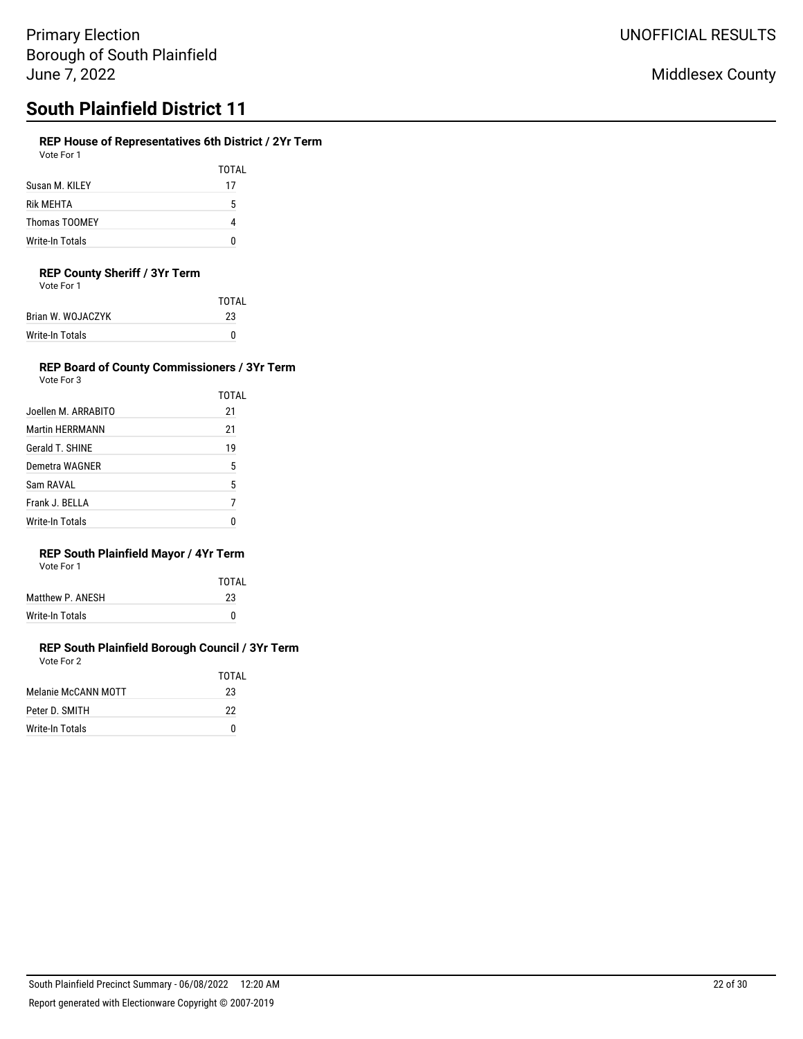Primary Election
Borough of South Plainfield
June 7, 2022

UNOFFICIAL RESULTS

Middlesex County

# South Plainfield District 11

### REP House of Representatives 6th District / 2Yr Term

Vote For 1

| | TOTAL |
|---|---|
| Susan M. KILEY | 17 |
| Rik MEHTA | 5 |
| Thomas TOOMEY | 4 |
| Write-In Totals | 0 |

### REP County Sheriff / 3Yr Term

Vote For 1

| | TOTAL |
|---|---|
| Brian W. WOJACZYK | 23 |
| Write-In Totals | 0 |

### REP Board of County Commissioners / 3Yr Term

Vote For 3

| | TOTAL |
|---|---|
| Joellen M. ARRABITO | 21 |
| Martin HERRMANN | 21 |
| Gerald T. SHINE | 19 |
| Demetra WAGNER | 5 |
| Sam RAVAL | 5 |
| Frank J. BELLA | 7 |
| Write-In Totals | 0 |

### REP South Plainfield Mayor / 4Yr Term

Vote For 1

| | TOTAL |
|---|---|
| Matthew P. ANESH | 23 |
| Write-In Totals | 0 |

### REP South Plainfield Borough Council / 3Yr Term

Vote For 2

| | TOTAL |
|---|---|
| Melanie McCANN MOTT | 23 |
| Peter D. SMITH | 22 |
| Write-In Totals | 0 |

South Plainfield Precinct Summary - 06/08/2022 12:20 AM

Report generated with Electionware Copyright © 2007-2019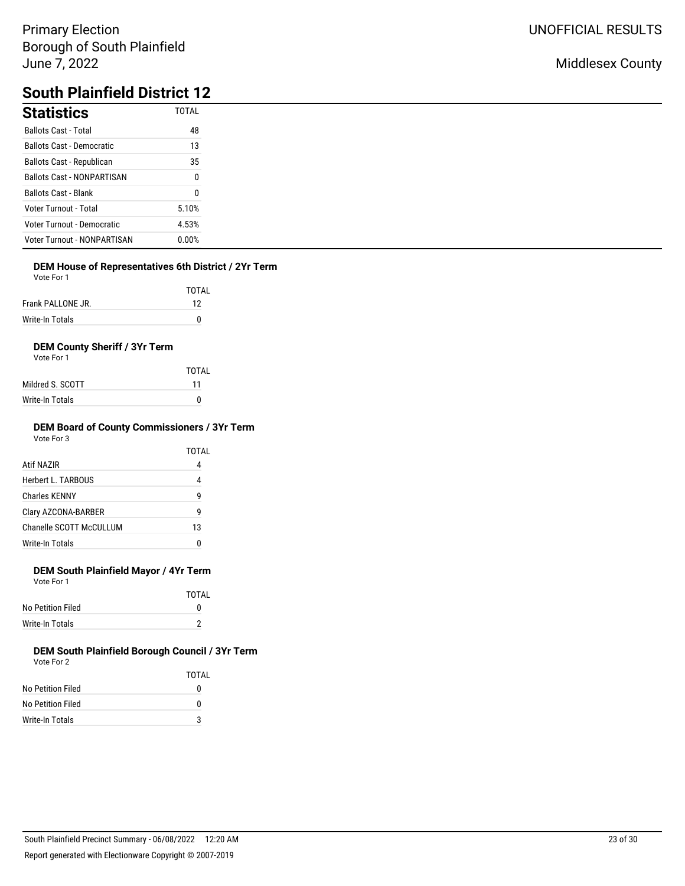Primary Election
Borough of South Plainfield
June 7, 2022

UNOFFICIAL RESULTS

Middlesex County

# South Plainfield District 12

## Statistics

| | TOTAL |
|---|---|
| Ballots Cast - Total | 48 |
| Ballots Cast - Democratic | 13 |
| Ballots Cast - Republican | 35 |
| Ballots Cast - NONPARTISAN | 0 |
| Ballots Cast - Blank | 0 |
| Voter Turnout - Total | 5.10% |
| Voter Turnout - Democratic | 4.53% |
| Voter Turnout - NONPARTISAN | 0.00% |

### DEM House of Representatives 6th District / 2Yr Term

Vote For 1

| | TOTAL |
|---|---|
| Frank PALLONE JR. | 12 |
| Write-In Totals | 0 |

### DEM County Sheriff / 3Yr Term

Vote For 1

| | TOTAL |
|---|---|
| Mildred S. SCOTT | 11 |
| Write-In Totals | 0 |

### DEM Board of County Commissioners / 3Yr Term

Vote For 3

| | TOTAL |
|---|---|
| Atif NAZIR | 4 |
| Herbert L. TARBOUS | 4 |
| Charles KENNY | 9 |
| Clary AZCONA-BARBER | 9 |
| Chanelle SCOTT McCULLUM | 13 |
| Write-In Totals | 0 |

### DEM South Plainfield Mayor / 4Yr Term

Vote For 1

| | TOTAL |
|---|---|
| No Petition Filed | 0 |
| Write-In Totals | 2 |

### DEM South Plainfield Borough Council / 3Yr Term

Vote For 2

| | TOTAL |
|---|---|
| No Petition Filed | 0 |
| No Petition Filed | 0 |
| Write-In Totals | 3 |

South Plainfield Precinct Summary - 06/08/2022 12:20 AM

Report generated with Electionware Copyright © 2007-2019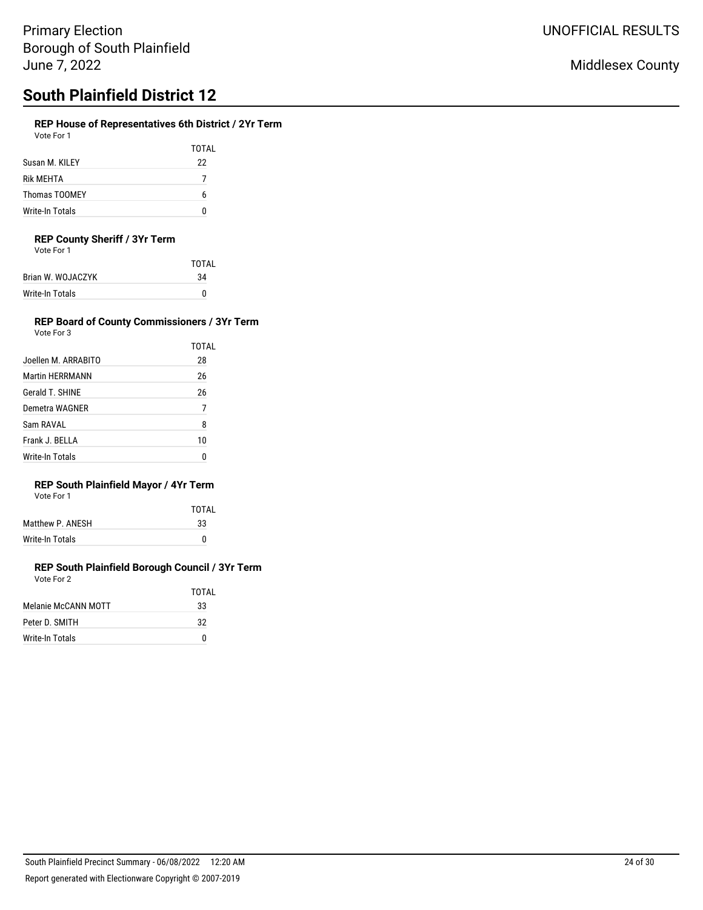Primary Election
Borough of South Plainfield
June 7, 2022

UNOFFICIAL RESULTS

Middlesex County

# South Plainfield District 12

### REP House of Representatives 6th District / 2Yr Term

Vote For 1

| | TOTAL |
|---|---|
| Susan M. KILEY | 22 |
| Rik MEHTA | 7 |
| Thomas TOOMEY | 6 |
| Write-In Totals | 0 |

### REP County Sheriff / 3Yr Term

Vote For 1

| | TOTAL |
|---|---|
| Brian W. WOJACZYK | 34 |
| Write-In Totals | 0 |

### REP Board of County Commissioners / 3Yr Term

Vote For 3

| | TOTAL |
|---|---|
| Joellen M. ARRABITO | 28 |
| Martin HERRMANN | 26 |
| Gerald T. SHINE | 26 |
| Demetra WAGNER | 7 |
| Sam RAVAL | 8 |
| Frank J. BELLA | 10 |
| Write-In Totals | 0 |

### REP South Plainfield Mayor / 4Yr Term

Vote For 1

| | TOTAL |
|---|---|
| Matthew P. ANESH | 33 |
| Write-In Totals | 0 |

### REP South Plainfield Borough Council / 3Yr Term

Vote For 2

| | TOTAL |
|---|---|
| Melanie McCANN MOTT | 33 |
| Peter D. SMITH | 32 |
| Write-In Totals | 0 |

South Plainfield Precinct Summary - 06/08/2022 12:20 AM

Report generated with Electionware Copyright © 2007-2019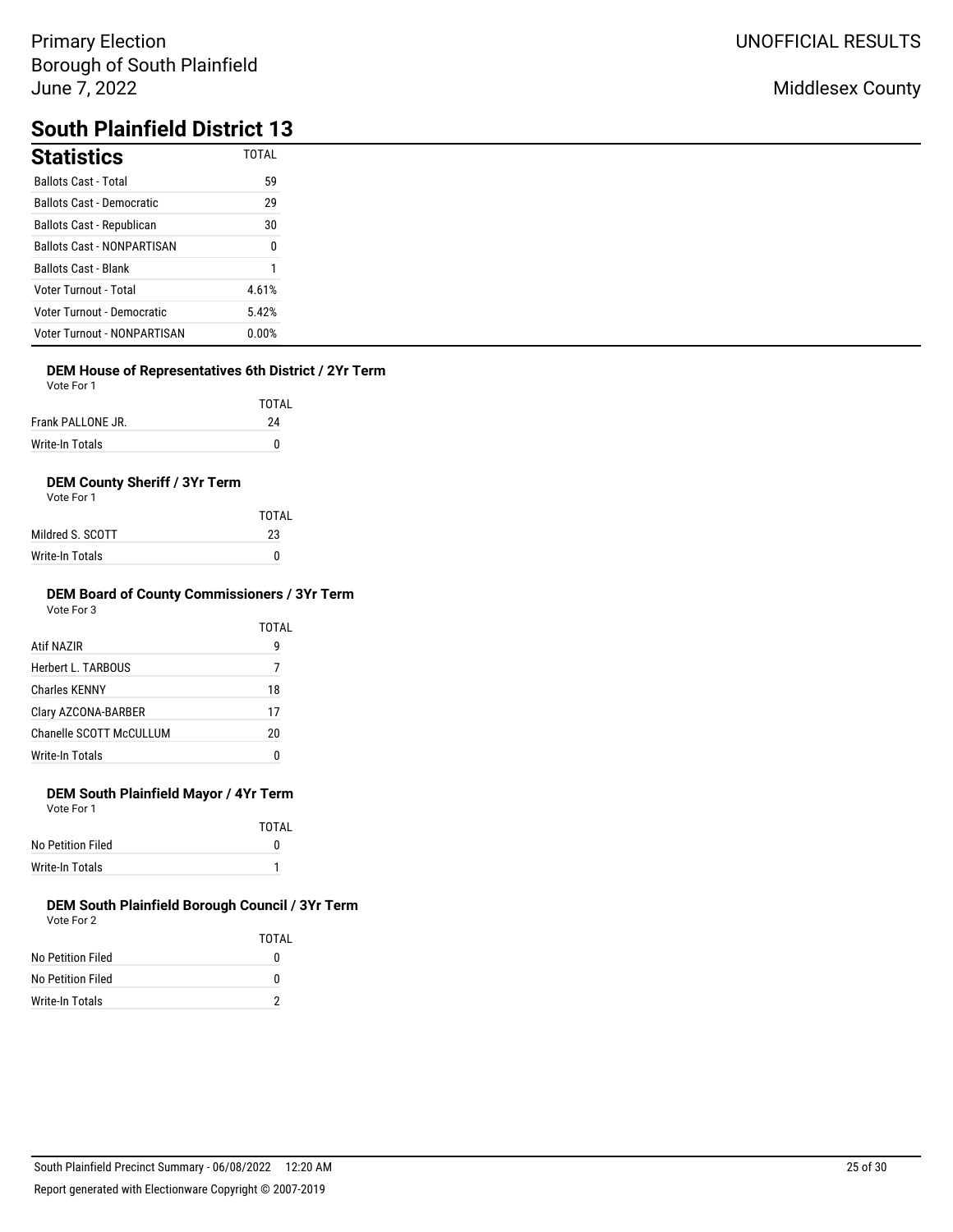Primary Election
Borough of South Plainfield
June 7, 2022

UNOFFICIAL RESULTS

Middlesex County

# South Plainfield District 13

## Statistics

| Statistics | TOTAL |
|---|---|
| Ballots Cast - Total | 59 |
| Ballots Cast - Democratic | 29 |
| Ballots Cast - Republican | 30 |
| Ballots Cast - NONPARTISAN | 0 |
| Ballots Cast - Blank | 1 |
| Voter Turnout - Total | 4.61% |
| Voter Turnout - Democratic | 5.42% |
| Voter Turnout - NONPARTISAN | 0.00% |

### DEM House of Representatives 6th District / 2Yr Term

Vote For 1

| | TOTAL |
|---|---|
| Frank PALLONE JR. | 24 |
| Write-In Totals | 0 |

### DEM County Sheriff / 3Yr Term

Vote For 1

| | TOTAL |
|---|---|
| Mildred S. SCOTT | 23 |
| Write-In Totals | 0 |

### DEM Board of County Commissioners / 3Yr Term

Vote For 3

| | TOTAL |
|---|---|
| Atif NAZIR | 9 |
| Herbert L. TARBOUS | 7 |
| Charles KENNY | 18 |
| Clary AZCONA-BARBER | 17 |
| Chanelle SCOTT McCULLUM | 20 |
| Write-In Totals | 0 |

### DEM South Plainfield Mayor / 4Yr Term

Vote For 1

| | TOTAL |
|---|---|
| No Petition Filed | 0 |
| Write-In Totals | 1 |

### DEM South Plainfield Borough Council / 3Yr Term

Vote For 2

| | TOTAL |
|---|---|
| No Petition Filed | 0 |
| No Petition Filed | 0 |
| Write-In Totals | 2 |

South Plainfield Precinct Summary - 06/08/2022 12:20 AM

Report generated with Electionware Copyright © 2007-2019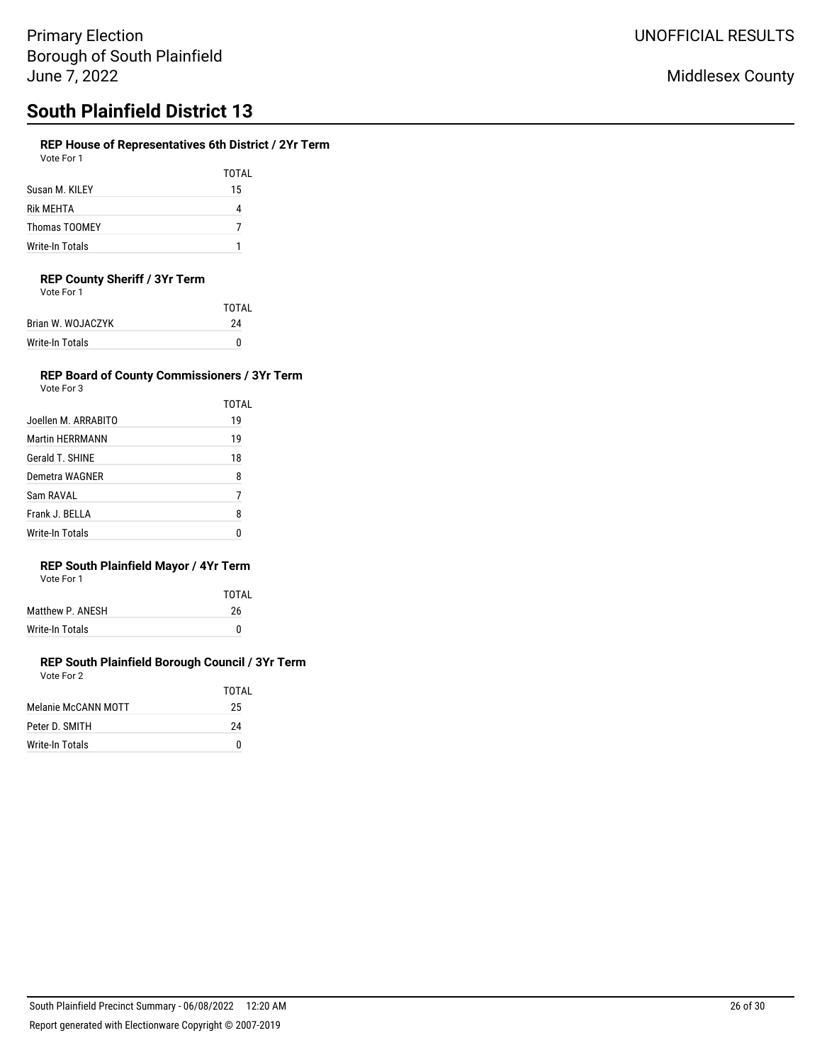Primary Election
Borough of South Plainfield
June 7, 2022

UNOFFICIAL RESULTS

Middlesex County

# South Plainfield District 13

### REP House of Representatives 6th District / 2Yr Term

Vote For 1

| | TOTAL |
|---|---|
| Susan M. KILEY | 15 |
| Rik MEHTA | 4 |
| Thomas TOOMEY | 7 |
| Write-In Totals | 1 |

### REP County Sheriff / 3Yr Term

Vote For 1

| | TOTAL |
|---|---|
| Brian W. WOJACZYK | 24 |
| Write-In Totals | 0 |

### REP Board of County Commissioners / 3Yr Term

Vote For 3

| | TOTAL |
|---|---|
| Joellen M. ARRABITO | 19 |
| Martin HERRMANN | 19 |
| Gerald T. SHINE | 18 |
| Demetra WAGNER | 8 |
| Sam RAVAL | 7 |
| Frank J. BELLA | 8 |
| Write-In Totals | 0 |

### REP South Plainfield Mayor / 4Yr Term

Vote For 1

| | TOTAL |
|---|---|
| Matthew P. ANESH | 26 |
| Write-In Totals | 0 |

### REP South Plainfield Borough Council / 3Yr Term

Vote For 2

| | TOTAL |
|---|---|
| Melanie McCANN MOTT | 25 |
| Peter D. SMITH | 24 |
| Write-In Totals | 0 |

South Plainfield Precinct Summary - 06/08/2022 12:20 AM

Report generated with Electionware Copyright © 2007-2019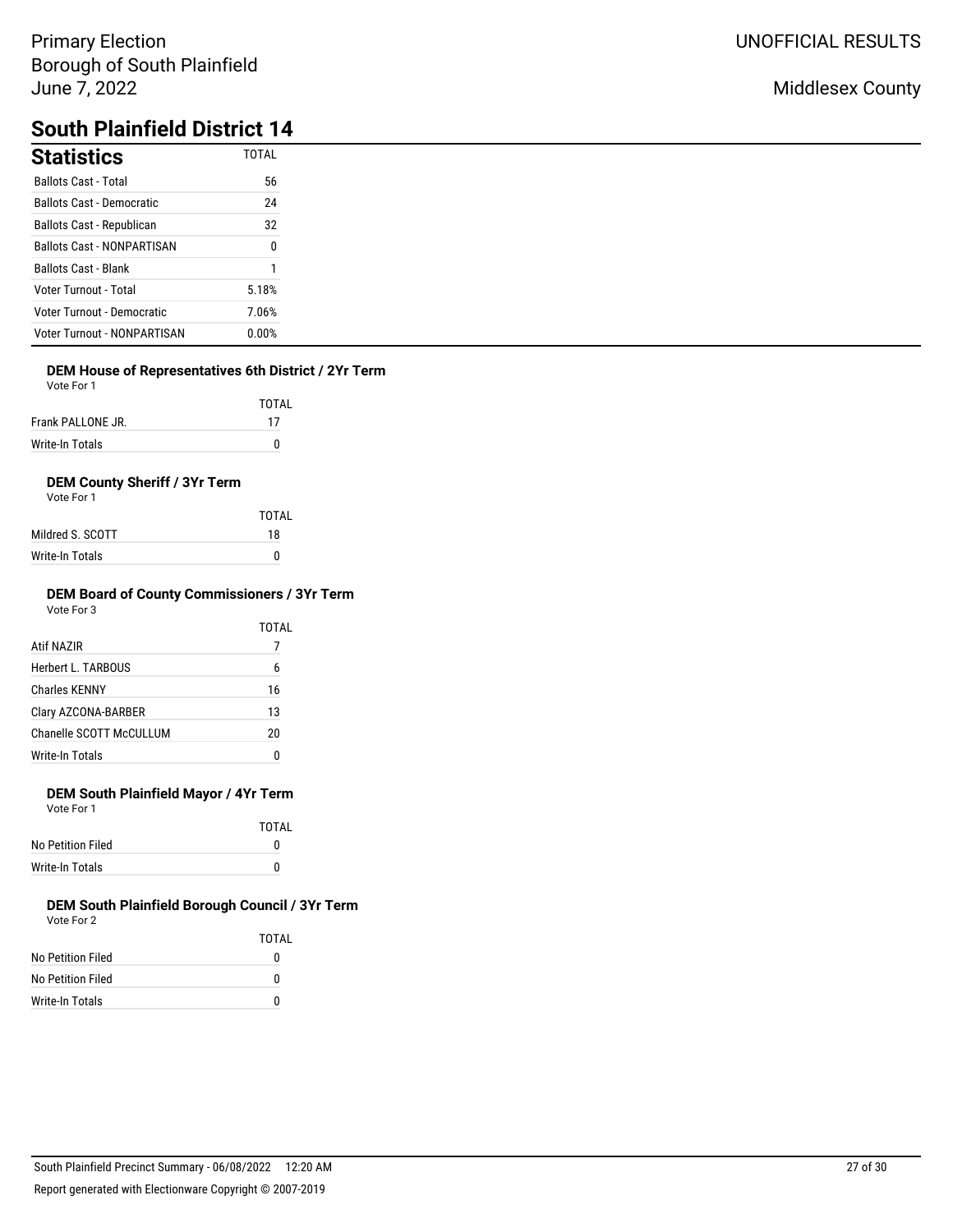Primary Election
Borough of South Plainfield
June 7, 2022

UNOFFICIAL RESULTS

Middlesex County

# South Plainfield District 14

## Statistics

| | TOTAL |
|---|---|
| Ballots Cast - Total | 56 |
| Ballots Cast - Democratic | 24 |
| Ballots Cast - Republican | 32 |
| Ballots Cast - NONPARTISAN | 0 |
| Ballots Cast - Blank | 1 |
| Voter Turnout - Total | 5.18% |
| Voter Turnout - Democratic | 7.06% |
| Voter Turnout - NONPARTISAN | 0.00% |

### DEM House of Representatives 6th District / 2Yr Term

Vote For 1

| | TOTAL |
|---|---|
| Frank PALLONE JR. | 17 |
| Write-In Totals | 0 |

### DEM County Sheriff / 3Yr Term

Vote For 1

| | TOTAL |
|---|---|
| Mildred S. SCOTT | 18 |
| Write-In Totals | 0 |

### DEM Board of County Commissioners / 3Yr Term

Vote For 3

| | TOTAL |
|---|---|
| Atif NAZIR | 7 |
| Herbert L. TARBOUS | 6 |
| Charles KENNY | 16 |
| Clary AZCONA-BARBER | 13 |
| Chanelle SCOTT McCULLUM | 20 |
| Write-In Totals | 0 |

### DEM South Plainfield Mayor / 4Yr Term

Vote For 1

| | TOTAL |
|---|---|
| No Petition Filed | 0 |
| Write-In Totals | 0 |

### DEM South Plainfield Borough Council / 3Yr Term

Vote For 2

| | TOTAL |
|---|---|
| No Petition Filed | 0 |
| No Petition Filed | 0 |
| Write-In Totals | 0 |

South Plainfield Precinct Summary - 06/08/2022 12:20 AM

Report generated with Electionware Copyright © 2007-2019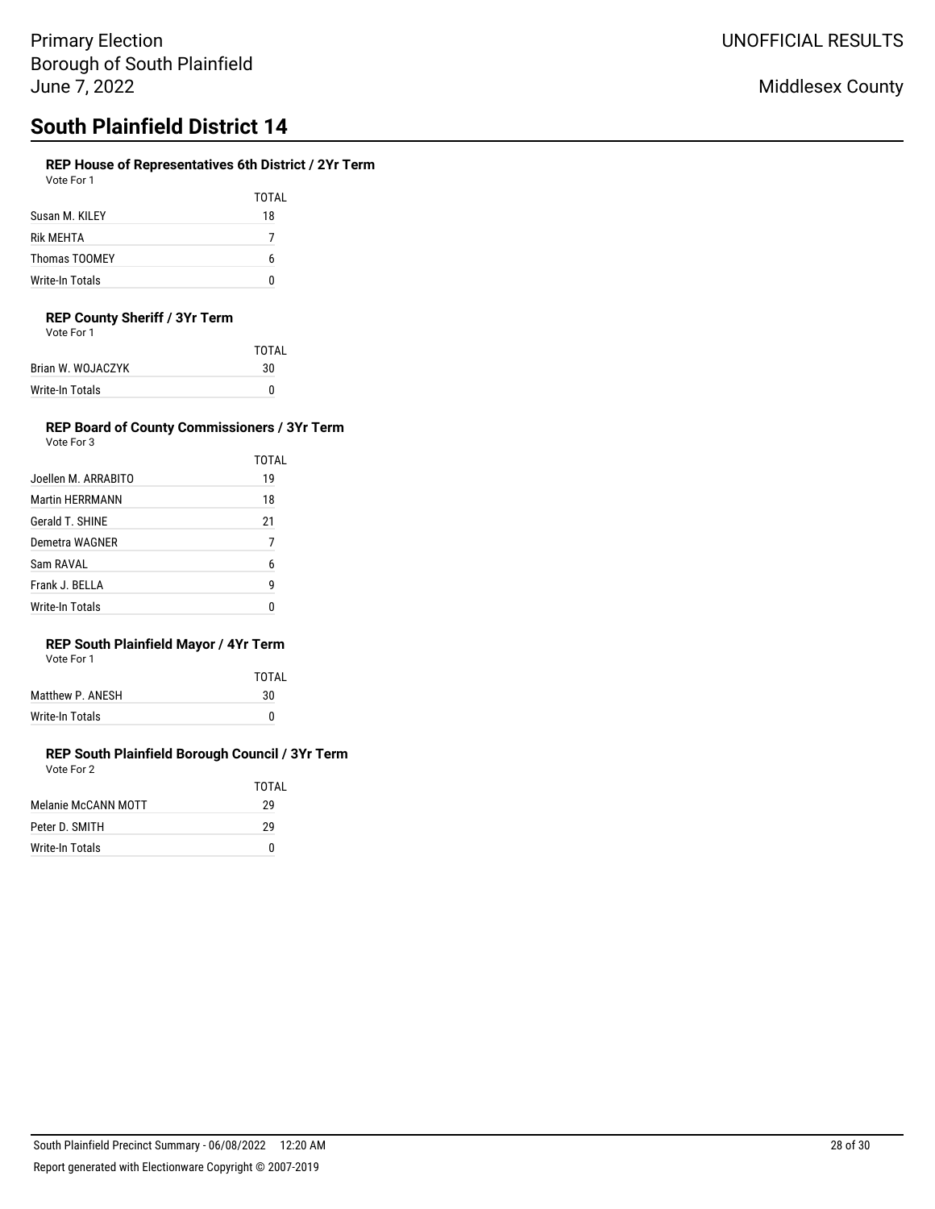Primary Election
Borough of South Plainfield
June 7, 2022

UNOFFICIAL RESULTS

Middlesex County

# South Plainfield District 14

### REP House of Representatives 6th District / 2Yr Term

Vote For 1

| | TOTAL |
|---|---|
| Susan M. KILEY | 18 |
| Rik MEHTA | 7 |
| Thomas TOOMEY | 6 |
| Write-In Totals | 0 |

### REP County Sheriff / 3Yr Term

Vote For 1

| | TOTAL |
|---|---|
| Brian W. WOJACZYK | 30 |
| Write-In Totals | 0 |

### REP Board of County Commissioners / 3Yr Term

Vote For 3

| | TOTAL |
|---|---|
| Joellen M. ARRABITO | 19 |
| Martin HERRMANN | 18 |
| Gerald T. SHINE | 21 |
| Demetra WAGNER | 7 |
| Sam RAVAL | 6 |
| Frank J. BELLA | 9 |
| Write-In Totals | 0 |

### REP South Plainfield Mayor / 4Yr Term

Vote For 1

| | TOTAL |
|---|---|
| Matthew P. ANESH | 30 |
| Write-In Totals | 0 |

### REP South Plainfield Borough Council / 3Yr Term

Vote For 2

| | TOTAL |
|---|---|
| Melanie McCANN MOTT | 29 |
| Peter D. SMITH | 29 |
| Write-In Totals | 0 |

South Plainfield Precinct Summary - 06/08/2022 12:20 AM

Report generated with Electionware Copyright © 2007-2019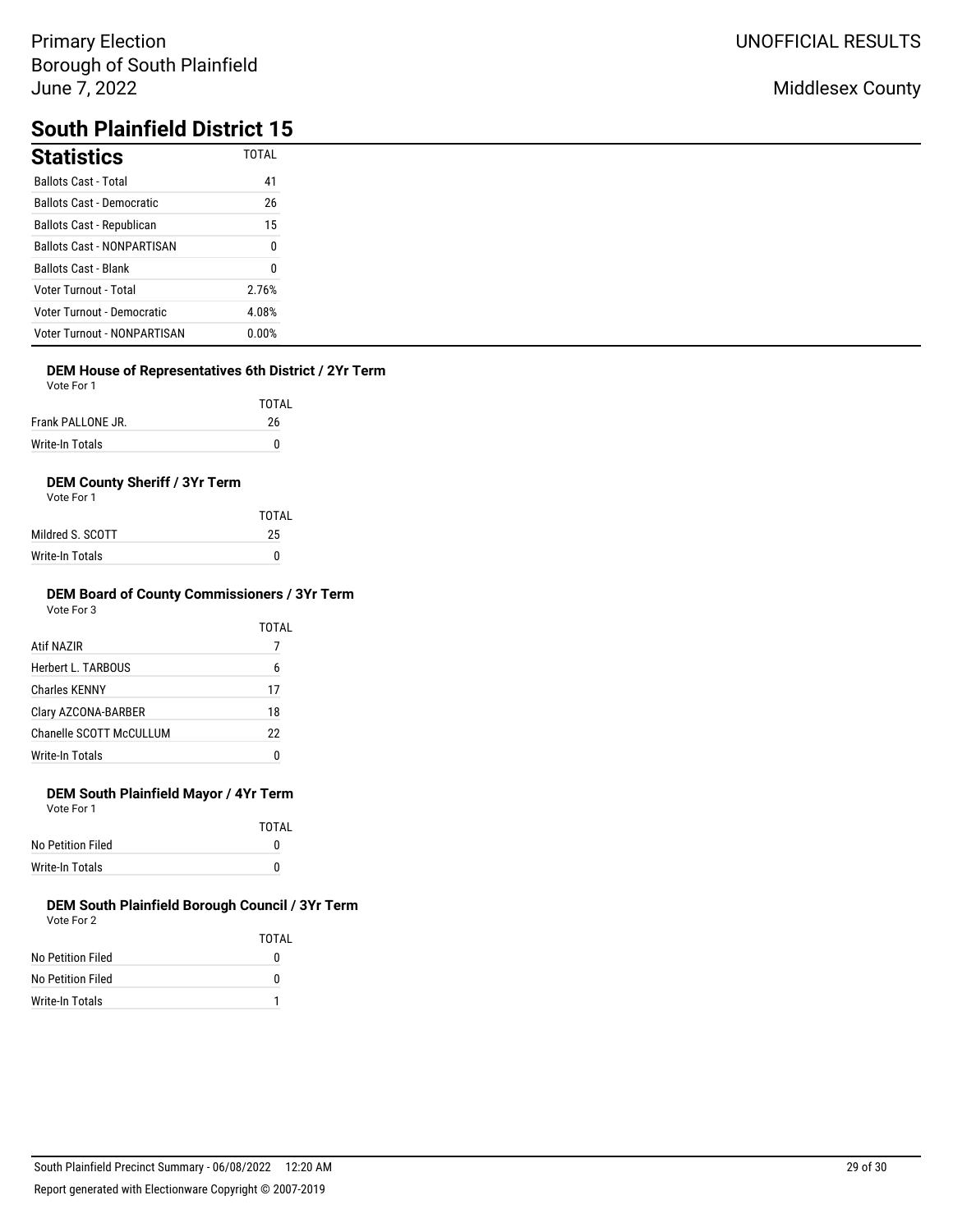Primary Election
Borough of South Plainfield
June 7, 2022

UNOFFICIAL RESULTS

Middlesex County

# South Plainfield District 15

## Statistics

| | TOTAL |
|---|---|
| Ballots Cast - Total | 41 |
| Ballots Cast - Democratic | 26 |
| Ballots Cast - Republican | 15 |
| Ballots Cast - NONPARTISAN | 0 |
| Ballots Cast - Blank | 0 |
| Voter Turnout - Total | 2.76% |
| Voter Turnout - Democratic | 4.08% |
| Voter Turnout - NONPARTISAN | 0.00% |

### DEM House of Representatives 6th District / 2Yr Term

Vote For 1

| | TOTAL |
|---|---|
| Frank PALLONE JR. | 26 |
| Write-In Totals | 0 |

### DEM County Sheriff / 3Yr Term

Vote For 1

| | TOTAL |
|---|---|
| Mildred S. SCOTT | 25 |
| Write-In Totals | 0 |

### DEM Board of County Commissioners / 3Yr Term

Vote For 3

| | TOTAL |
|---|---|
| Atif NAZIR | 7 |
| Herbert L. TARBOUS | 6 |
| Charles KENNY | 17 |
| Clary AZCONA-BARBER | 18 |
| Chanelle SCOTT McCULLUM | 22 |
| Write-In Totals | 0 |

### DEM South Plainfield Mayor / 4Yr Term

Vote For 1

| | TOTAL |
|---|---|
| No Petition Filed | 0 |
| Write-In Totals | 0 |

### DEM South Plainfield Borough Council / 3Yr Term

Vote For 2

| | TOTAL |
|---|---|
| No Petition Filed | 0 |
| No Petition Filed | 0 |
| Write-In Totals | 1 |

South Plainfield Precinct Summary - 06/08/2022 12:20 AM

Report generated with Electionware Copyright © 2007-2019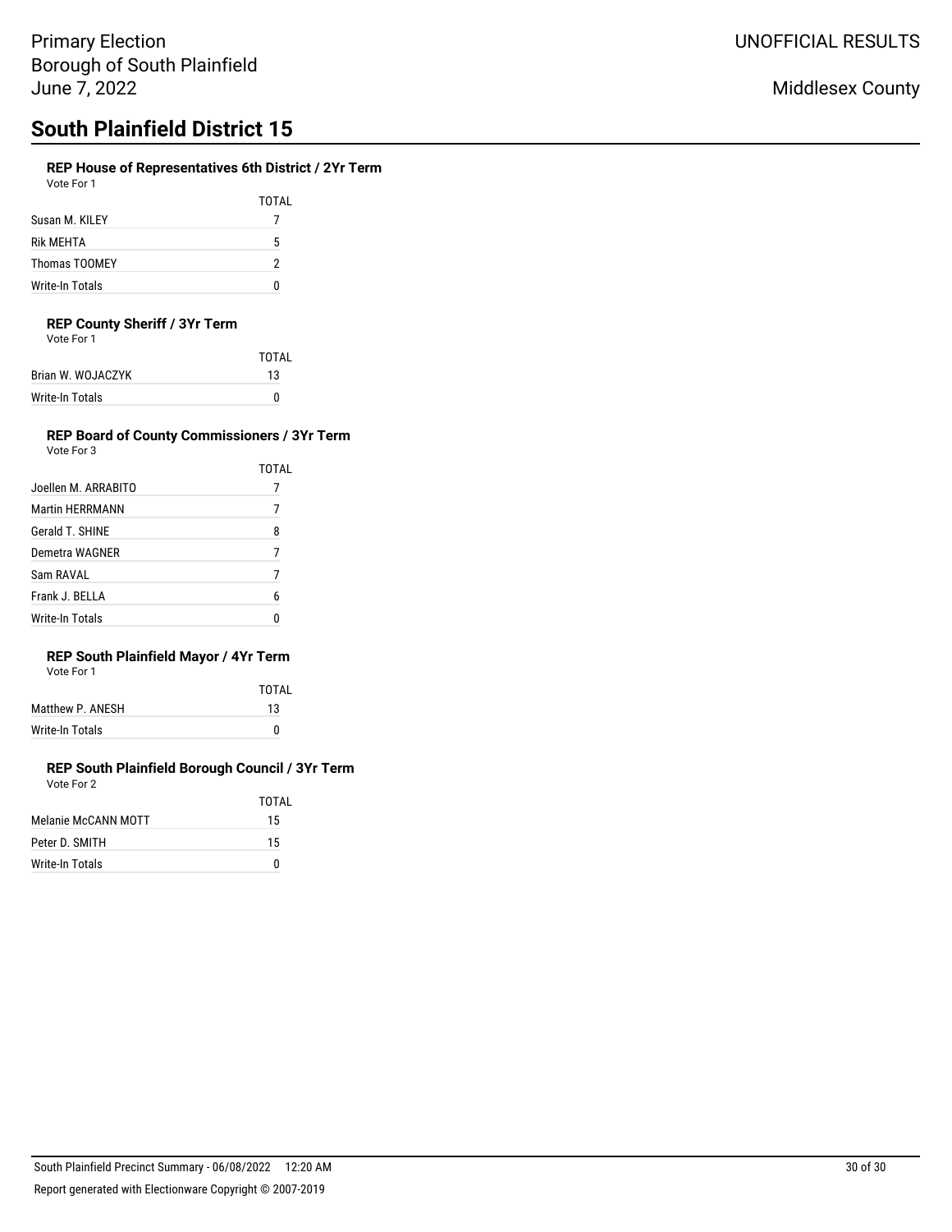Primary Election
Borough of South Plainfield
June 7, 2022

UNOFFICIAL RESULTS

Middlesex County

# South Plainfield District 15

### REP House of Representatives 6th District / 2Yr Term

Vote For 1

| | TOTAL |
|---|---|
| Susan M. KILEY | 7 |
| Rik MEHTA | 5 |
| Thomas TOOMEY | 2 |
| Write-In Totals | 0 |

### REP County Sheriff / 3Yr Term

Vote For 1

| | TOTAL |
|---|---|
| Brian W. WOJACZYK | 13 |
| Write-In Totals | 0 |

### REP Board of County Commissioners / 3Yr Term

Vote For 3

| | TOTAL |
|---|---|
| Joellen M. ARRABITO | 7 |
| Martin HERRMANN | 7 |
| Gerald T. SHINE | 8 |
| Demetra WAGNER | 7 |
| Sam RAVAL | 7 |
| Frank J. BELLA | 6 |
| Write-In Totals | 0 |

### REP South Plainfield Mayor / 4Yr Term

Vote For 1

| | TOTAL |
|---|---|
| Matthew P. ANESH | 13 |
| Write-In Totals | 0 |

### REP South Plainfield Borough Council / 3Yr Term

Vote For 2

| | TOTAL |
|---|---|
| Melanie McCANN MOTT | 15 |
| Peter D. SMITH | 15 |
| Write-In Totals | 0 |

South Plainfield Precinct Summary - 06/08/2022 12:20 AM

Report generated with Electionware Copyright © 2007-2019